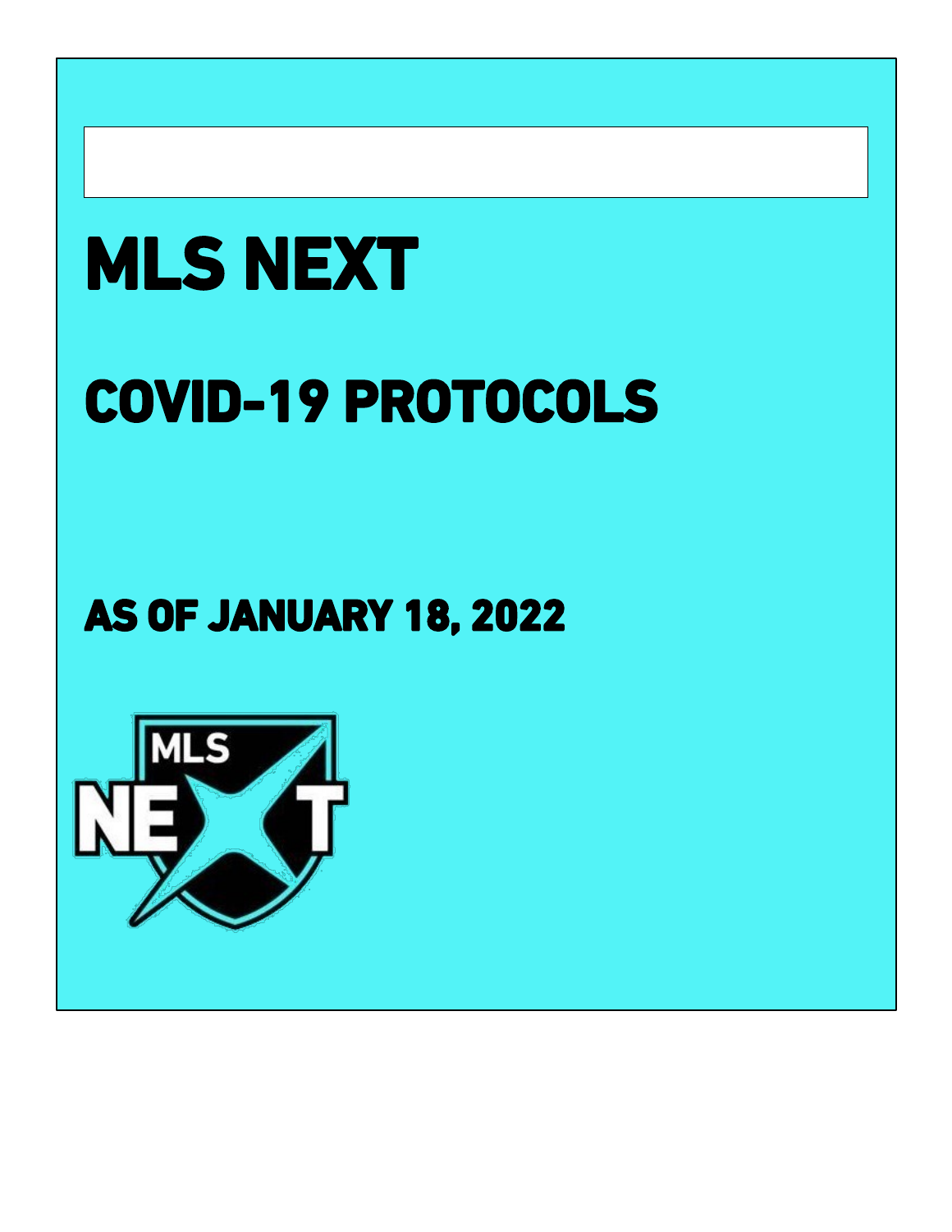# MLS NEXT

# COVID-19 PROTOCOLS

## AS OF JANUARY 18, 2022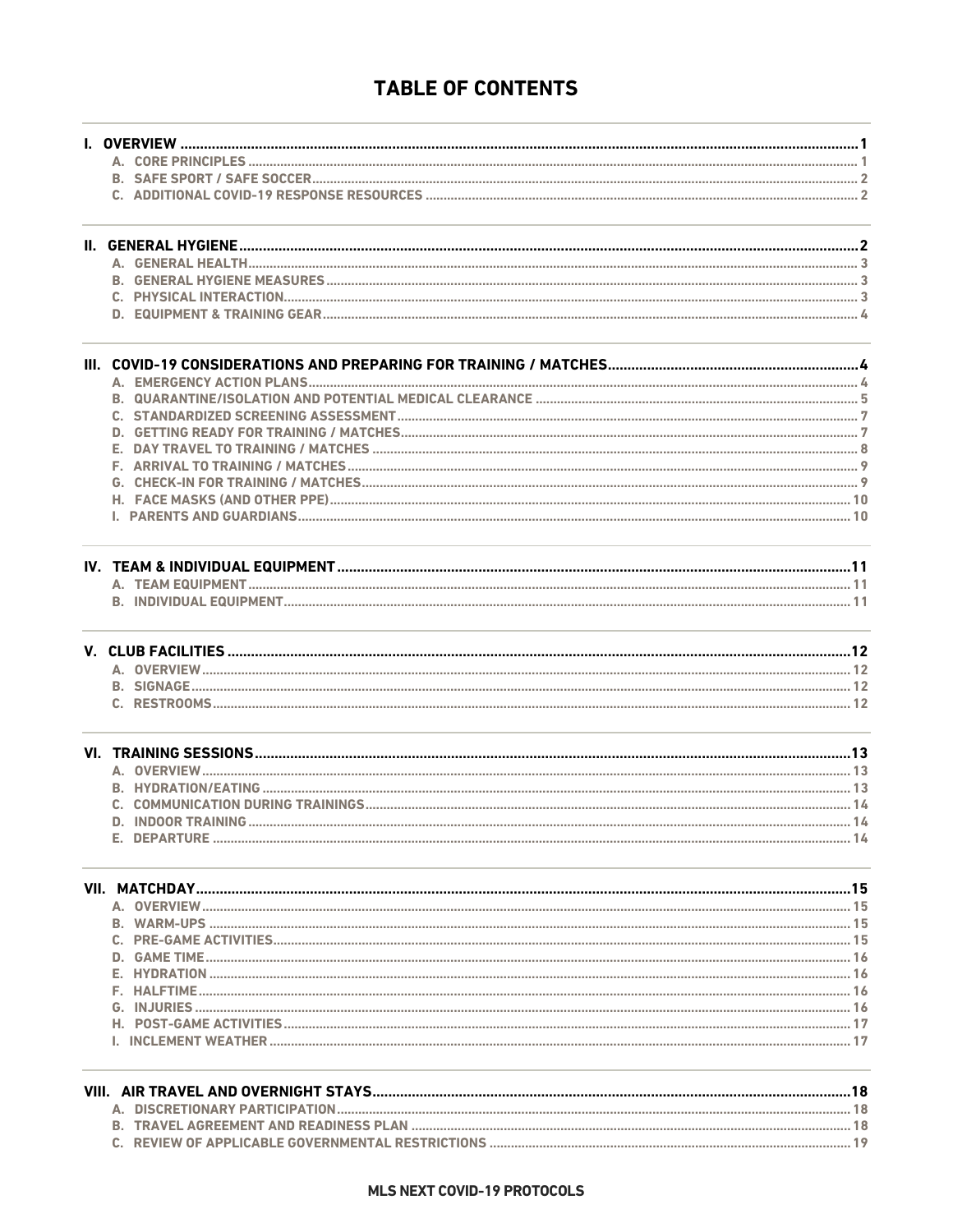# TABLE OF CONTENTS

**I. OVERVIEW** .......... 1
- A. CORE PRINCIPLES .......... 1
- B. SAFE SPORT / SAFE SOCCER .......... 2
- C. ADDITIONAL COVID-19 RESPONSE RESOURCES .......... 2

**II. GENERAL HYGIENE** .......... 2
- A. GENERAL HEALTH .......... 3
- B. GENERAL HYGIENE MEASURES .......... 3
- C. PHYSICAL INTERACTION .......... 3
- D. EQUIPMENT & TRAINING GEAR .......... 4

**III. COVID-19 CONSIDERATIONS AND PREPARING FOR TRAINING / MATCHES** .......... 4
- A. EMERGENCY ACTION PLANS .......... 4
- B. QUARANTINE/ISOLATION AND POTENTIAL MEDICAL CLEARANCE .......... 5
- C. STANDARDIZED SCREENING ASSESSMENT .......... 7
- D. GETTING READY FOR TRAINING / MATCHES .......... 7
- E. DAY TRAVEL TO TRAINING / MATCHES .......... 8
- F. ARRIVAL TO TRAINING / MATCHES .......... 9
- G. CHECK-IN FOR TRAINING / MATCHES .......... 9
- H. FACE MASKS (AND OTHER PPE) .......... 10
- I. PARENTS AND GUARDIANS .......... 10

**IV. TEAM & INDIVIDUAL EQUIPMENT** .......... 11
- A. TEAM EQUIPMENT .......... 11
- B. INDIVIDUAL EQUIPMENT .......... 11

**V. CLUB FACILITIES** .......... 12
- A. OVERVIEW .......... 12
- B. SIGNAGE .......... 12
- C. RESTROOMS .......... 12

**VI. TRAINING SESSIONS** .......... 13
- A. OVERVIEW .......... 13
- B. HYDRATION/EATING .......... 13
- C. COMMUNICATION DURING TRAININGS .......... 14
- D. INDOOR TRAINING .......... 14
- E. DEPARTURE .......... 14

**VII. MATCHDAY** .......... 15
- A. OVERVIEW .......... 15
- B. WARM-UPS .......... 15
- C. PRE-GAME ACTIVITIES .......... 15
- D. GAME TIME .......... 16
- E. HYDRATION .......... 16
- F. HALFTIME .......... 16
- G. INJURIES .......... 16
- H. POST-GAME ACTIVITIES .......... 17
- I. INCLEMENT WEATHER .......... 17

**VIII. AIR TRAVEL AND OVERNIGHT STAYS** .......... 18
- A. DISCRETIONARY PARTICIPATION .......... 18
- B. TRAVEL AGREEMENT AND READINESS PLAN .......... 18
- C. REVIEW OF APPLICABLE GOVERNMENTAL RESTRICTIONS .......... 19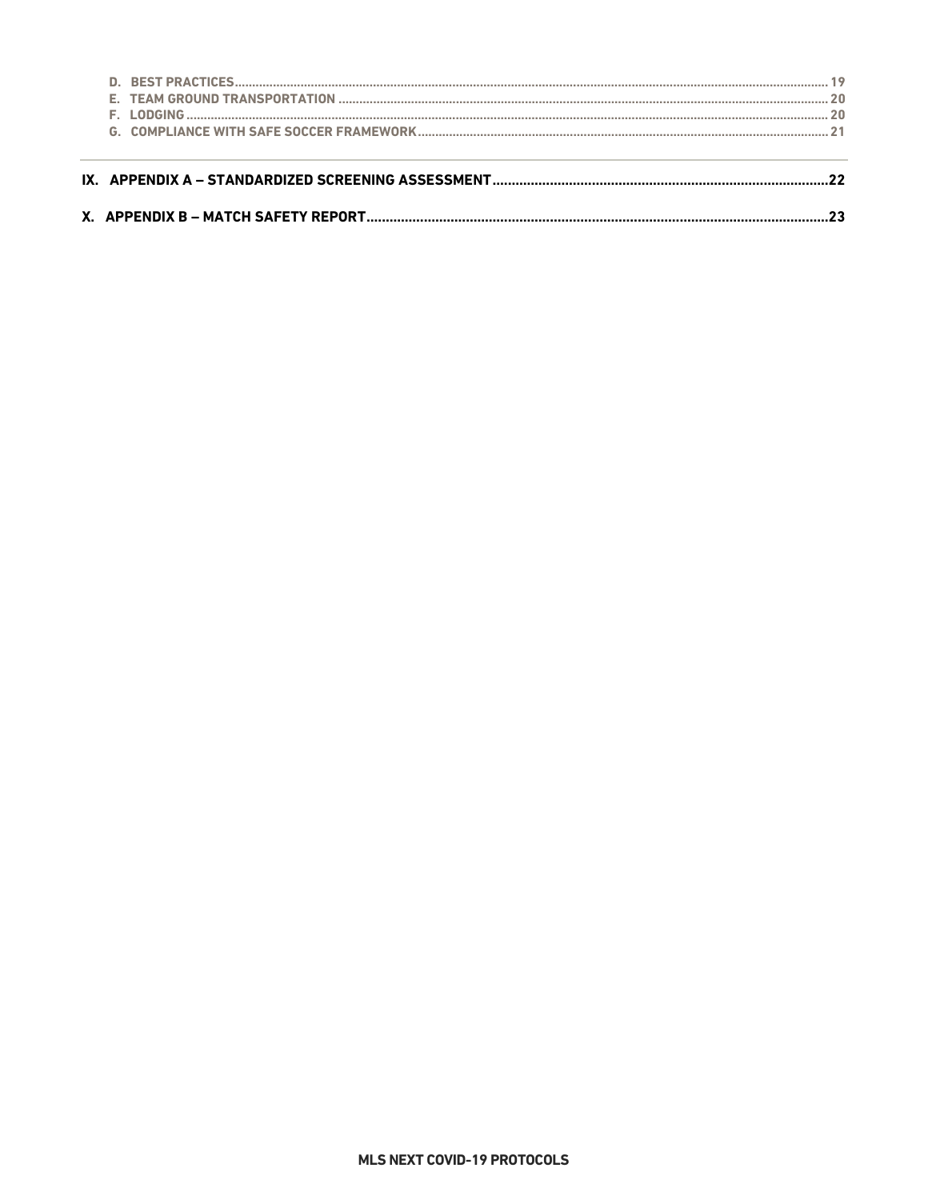- D. BEST PRACTICES ... 19
- E. TEAM GROUND TRANSPORTATION ... 20
- F. LODGING ... 20
- G. COMPLIANCE WITH SAFE SOCCER FRAMEWORK ... 21

**IX. APPENDIX A – STANDARDIZED SCREENING ASSESSMENT ... 22**

**X. APPENDIX B – MATCH SAFETY REPORT ... 23**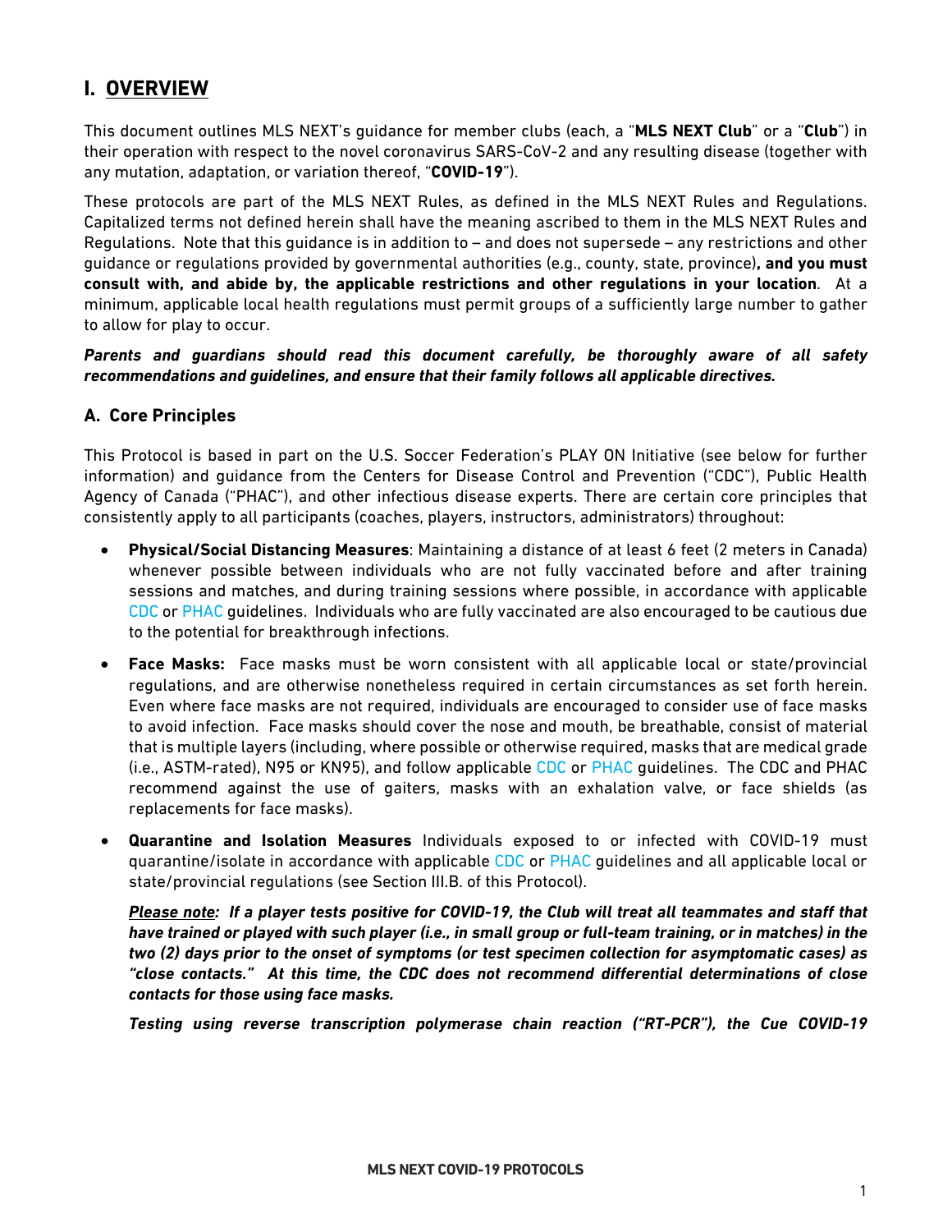# I. OVERVIEW

This document outlines MLS NEXT's guidance for member clubs (each, a "**MLS NEXT Club**" or a "**Club**") in their operation with respect to the novel coronavirus SARS-CoV-2 and any resulting disease (together with any mutation, adaptation, or variation thereof, "**COVID-19**").

These protocols are part of the MLS NEXT Rules, as defined in the MLS NEXT Rules and Regulations. Capitalized terms not defined herein shall have the meaning ascribed to them in the MLS NEXT Rules and Regulations. Note that this guidance is in addition to – and does not supersede – any restrictions and other guidance or regulations provided by governmental authorities (e.g., county, state, province)**, and you must consult with, and abide by, the applicable restrictions and other regulations in your location**. At a minimum, applicable local health regulations must permit groups of a sufficiently large number to gather to allow for play to occur.

***Parents and guardians should read this document carefully, be thoroughly aware of all safety recommendations and guidelines, and ensure that their family follows all applicable directives.***

## A. Core Principles

This Protocol is based in part on the U.S. Soccer Federation's PLAY ON Initiative (see below for further information) and guidance from the Centers for Disease Control and Prevention ("CDC"), Public Health Agency of Canada ("PHAC"), and other infectious disease experts. There are certain core principles that consistently apply to all participants (coaches, players, instructors, administrators) throughout:

- **Physical/Social Distancing Measures**: Maintaining a distance of at least 6 feet (2 meters in Canada) whenever possible between individuals who are not fully vaccinated before and after training sessions and matches, and during training sessions where possible, in accordance with applicable CDC or PHAC guidelines. Individuals who are fully vaccinated are also encouraged to be cautious due to the potential for breakthrough infections.
- **Face Masks:** Face masks must be worn consistent with all applicable local or state/provincial regulations, and are otherwise nonetheless required in certain circumstances as set forth herein. Even where face masks are not required, individuals are encouraged to consider use of face masks to avoid infection. Face masks should cover the nose and mouth, be breathable, consist of material that is multiple layers (including, where possible or otherwise required, masks that are medical grade (i.e., ASTM-rated), N95 or KN95), and follow applicable CDC or PHAC guidelines. The CDC and PHAC recommend against the use of gaiters, masks with an exhalation valve, or face shields (as replacements for face masks).
- **Quarantine and Isolation Measures** Individuals exposed to or infected with COVID-19 must quarantine/isolate in accordance with applicable CDC or PHAC guidelines and all applicable local or state/provincial regulations (see Section III.B. of this Protocol).

  ***<u>Please note</u>: If a player tests positive for COVID-19, the Club will treat all teammates and staff that have trained or played with such player (i.e., in small group or full-team training, or in matches) in the two (2) days prior to the onset of symptoms (or test specimen collection for asymptomatic cases) as "close contacts." At this time, the CDC does not recommend differential determinations of close contacts for those using face masks.***

  ***Testing using reverse transcription polymerase chain reaction ("RT-PCR"), the Cue COVID-19***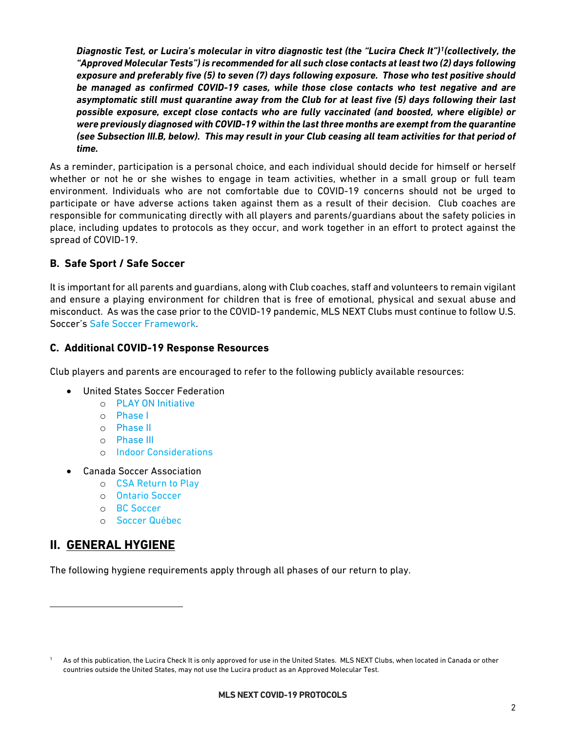***Diagnostic Test, or Lucira's molecular in vitro diagnostic test (the "Lucira Check It")[1](collectively, the "Approved Molecular Tests") is recommended for all such close contacts at least two (2) days following exposure and preferably five (5) to seven (7) days following exposure. Those who test positive should be managed as confirmed COVID-19 cases, while those close contacts who test negative and are asymptomatic still must quarantine away from the Club for at least five (5) days following their last possible exposure, except close contacts who are fully vaccinated (and boosted, where eligible) or were previously diagnosed with COVID-19 within the last three months are exempt from the quarantine (see Subsection III.B, below). This may result in your Club ceasing all team activities for that period of time.***

As a reminder, participation is a personal choice, and each individual should decide for himself or herself whether or not he or she wishes to engage in team activities, whether in a small group or full team environment. Individuals who are not comfortable due to COVID-19 concerns should not be urged to participate or have adverse actions taken against them as a result of their decision. Club coaches are responsible for communicating directly with all players and parents/guardians about the safety policies in place, including updates to protocols as they occur, and work together in an effort to protect against the spread of COVID-19.

### B. Safe Sport / Safe Soccer

It is important for all parents and guardians, along with Club coaches, staff and volunteers to remain vigilant and ensure a playing environment for children that is free of emotional, physical and sexual abuse and misconduct. As was the case prior to the COVID-19 pandemic, MLS NEXT Clubs must continue to follow U.S. Soccer's Safe Soccer Framework.

### C. Additional COVID-19 Response Resources

Club players and parents are encouraged to refer to the following publicly available resources:

- United States Soccer Federation
  - PLAY ON Initiative
  - Phase I
  - Phase II
  - Phase III
  - Indoor Considerations
- Canada Soccer Association
  - CSA Return to Play
  - Ontario Soccer
  - BC Soccer
  - Soccer Québec

## II. GENERAL HYGIENE

The following hygiene requirements apply through all phases of our return to play.

[1] As of this publication, the Lucira Check It is only approved for use in the United States. MLS NEXT Clubs, when located in Canada or other countries outside the United States, may not use the Lucira product as an Approved Molecular Test.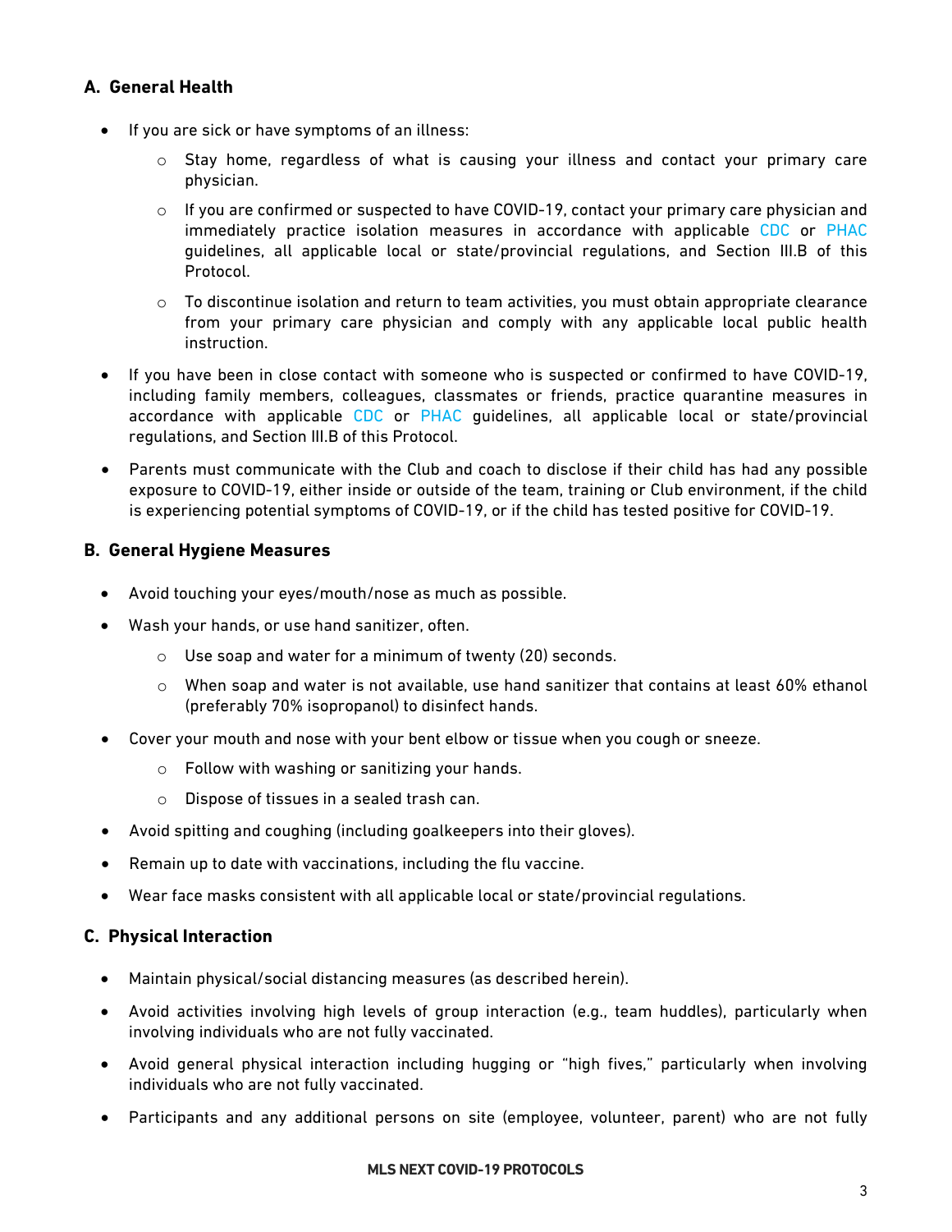## A. General Health

- If you are sick or have symptoms of an illness:
    - Stay home, regardless of what is causing your illness and contact your primary care physician.
    - If you are confirmed or suspected to have COVID-19, contact your primary care physician and immediately practice isolation measures in accordance with applicable CDC or PHAC guidelines, all applicable local or state/provincial regulations, and Section III.B of this Protocol.
    - To discontinue isolation and return to team activities, you must obtain appropriate clearance from your primary care physician and comply with any applicable local public health instruction.
- If you have been in close contact with someone who is suspected or confirmed to have COVID-19, including family members, colleagues, classmates or friends, practice quarantine measures in accordance with applicable CDC or PHAC guidelines, all applicable local or state/provincial regulations, and Section III.B of this Protocol.
- Parents must communicate with the Club and coach to disclose if their child has had any possible exposure to COVID-19, either inside or outside of the team, training or Club environment, if the child is experiencing potential symptoms of COVID-19, or if the child has tested positive for COVID-19.

## B. General Hygiene Measures

- Avoid touching your eyes/mouth/nose as much as possible.
- Wash your hands, or use hand sanitizer, often.
    - Use soap and water for a minimum of twenty (20) seconds.
    - When soap and water is not available, use hand sanitizer that contains at least 60% ethanol (preferably 70% isopropanol) to disinfect hands.
- Cover your mouth and nose with your bent elbow or tissue when you cough or sneeze.
    - Follow with washing or sanitizing your hands.
    - Dispose of tissues in a sealed trash can.
- Avoid spitting and coughing (including goalkeepers into their gloves).
- Remain up to date with vaccinations, including the flu vaccine.
- Wear face masks consistent with all applicable local or state/provincial regulations.

## C. Physical Interaction

- Maintain physical/social distancing measures (as described herein).
- Avoid activities involving high levels of group interaction (e.g., team huddles), particularly when involving individuals who are not fully vaccinated.
- Avoid general physical interaction including hugging or "high fives," particularly when involving individuals who are not fully vaccinated.
- Participants and any additional persons on site (employee, volunteer, parent) who are not fully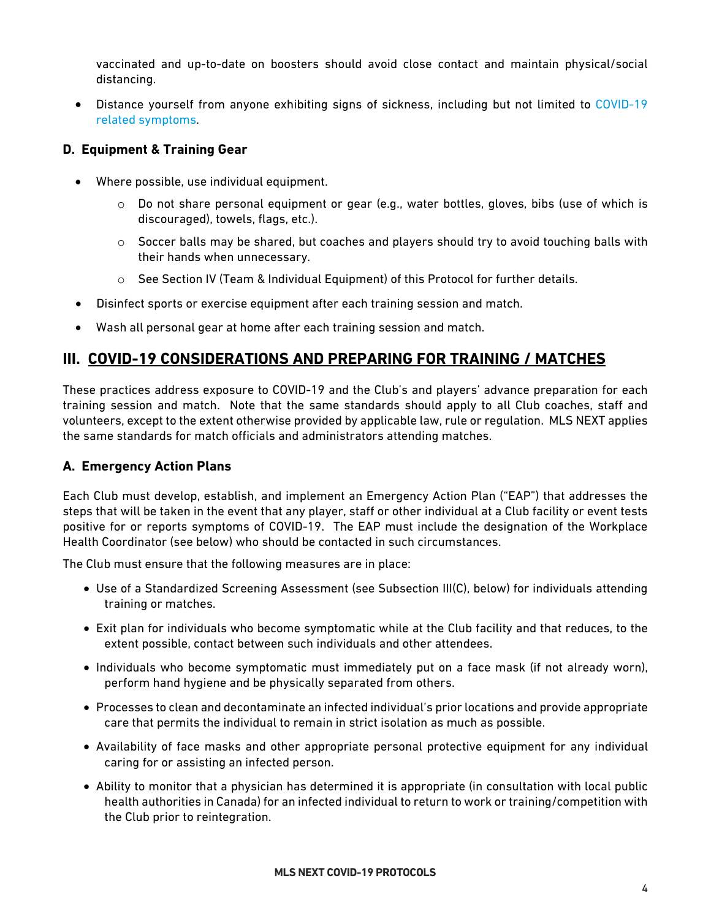vaccinated and up-to-date on boosters should avoid close contact and maintain physical/social distancing.

- Distance yourself from anyone exhibiting signs of sickness, including but not limited to COVID-19 related symptoms.

### D. Equipment & Training Gear

- Where possible, use individual equipment.
  - Do not share personal equipment or gear (e.g., water bottles, gloves, bibs (use of which is discouraged), towels, flags, etc.).
  - Soccer balls may be shared, but coaches and players should try to avoid touching balls with their hands when unnecessary.
  - See Section IV (Team & Individual Equipment) of this Protocol for further details.
- Disinfect sports or exercise equipment after each training session and match.
- Wash all personal gear at home after each training session and match.

## III. COVID-19 CONSIDERATIONS AND PREPARING FOR TRAINING / MATCHES

These practices address exposure to COVID-19 and the Club's and players' advance preparation for each training session and match. Note that the same standards should apply to all Club coaches, staff and volunteers, except to the extent otherwise provided by applicable law, rule or regulation. MLS NEXT applies the same standards for match officials and administrators attending matches.

### A. Emergency Action Plans

Each Club must develop, establish, and implement an Emergency Action Plan ("EAP") that addresses the steps that will be taken in the event that any player, staff or other individual at a Club facility or event tests positive for or reports symptoms of COVID-19. The EAP must include the designation of the Workplace Health Coordinator (see below) who should be contacted in such circumstances.

The Club must ensure that the following measures are in place:

- Use of a Standardized Screening Assessment (see Subsection III(C), below) for individuals attending training or matches.
- Exit plan for individuals who become symptomatic while at the Club facility and that reduces, to the extent possible, contact between such individuals and other attendees.
- Individuals who become symptomatic must immediately put on a face mask (if not already worn), perform hand hygiene and be physically separated from others.
- Processes to clean and decontaminate an infected individual's prior locations and provide appropriate care that permits the individual to remain in strict isolation as much as possible.
- Availability of face masks and other appropriate personal protective equipment for any individual caring for or assisting an infected person.
- Ability to monitor that a physician has determined it is appropriate (in consultation with local public health authorities in Canada) for an infected individual to return to work or training/competition with the Club prior to reintegration.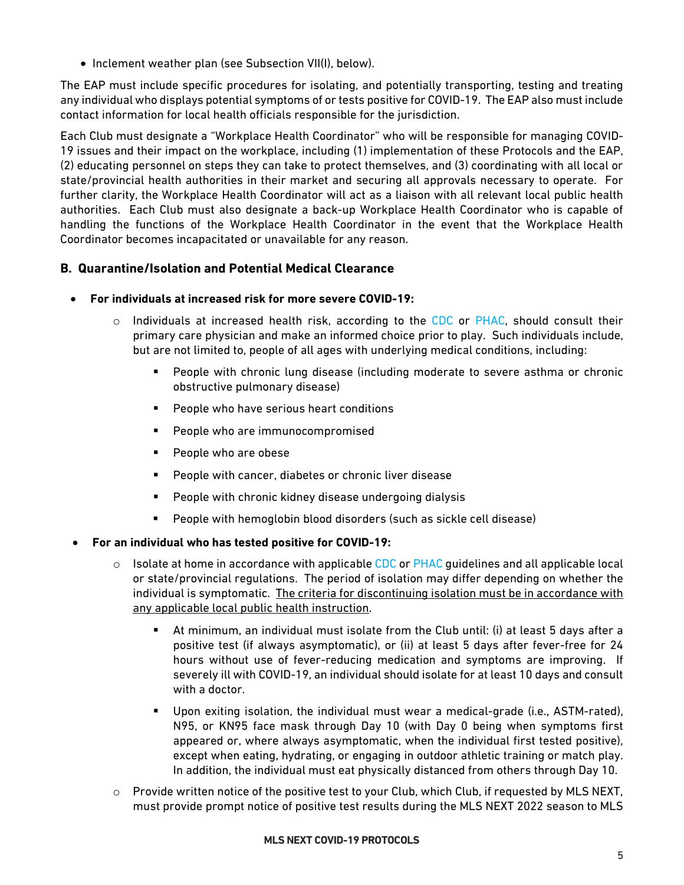- Inclement weather plan (see Subsection VII(I), below).

The EAP must include specific procedures for isolating, and potentially transporting, testing and treating any individual who displays potential symptoms of or tests positive for COVID-19. The EAP also must include contact information for local health officials responsible for the jurisdiction.

Each Club must designate a "Workplace Health Coordinator" who will be responsible for managing COVID-19 issues and their impact on the workplace, including (1) implementation of these Protocols and the EAP, (2) educating personnel on steps they can take to protect themselves, and (3) coordinating with all local or state/provincial health authorities in their market and securing all approvals necessary to operate. For further clarity, the Workplace Health Coordinator will act as a liaison with all relevant local public health authorities. Each Club must also designate a back-up Workplace Health Coordinator who is capable of handling the functions of the Workplace Health Coordinator in the event that the Workplace Health Coordinator becomes incapacitated or unavailable for any reason.

### B. Quarantine/Isolation and Potential Medical Clearance

- **For individuals at increased risk for more severe COVID-19:**
  - Individuals at increased health risk, according to the CDC or PHAC, should consult their primary care physician and make an informed choice prior to play. Such individuals include, but are not limited to, people of all ages with underlying medical conditions, including:
    - People with chronic lung disease (including moderate to severe asthma or chronic obstructive pulmonary disease)
    - People who have serious heart conditions
    - People who are immunocompromised
    - People who are obese
    - People with cancer, diabetes or chronic liver disease
    - People with chronic kidney disease undergoing dialysis
    - People with hemoglobin blood disorders (such as sickle cell disease)
- **For an individual who has tested positive for COVID-19:**
  - Isolate at home in accordance with applicable CDC or PHAC guidelines and all applicable local or state/provincial regulations. The period of isolation may differ depending on whether the individual is symptomatic. <u>The criteria for discontinuing isolation must be in accordance with any applicable local public health instruction</u>.
    - At minimum, an individual must isolate from the Club until: (i) at least 5 days after a positive test (if always asymptomatic), or (ii) at least 5 days after fever-free for 24 hours without use of fever-reducing medication and symptoms are improving. If severely ill with COVID-19, an individual should isolate for at least 10 days and consult with a doctor.
    - Upon exiting isolation, the individual must wear a medical-grade (i.e., ASTM-rated), N95, or KN95 face mask through Day 10 (with Day 0 being when symptoms first appeared or, where always asymptomatic, when the individual first tested positive), except when eating, hydrating, or engaging in outdoor athletic training or match play. In addition, the individual must eat physically distanced from others through Day 10.
  - Provide written notice of the positive test to your Club, which Club, if requested by MLS NEXT, must provide prompt notice of positive test results during the MLS NEXT 2022 season to MLS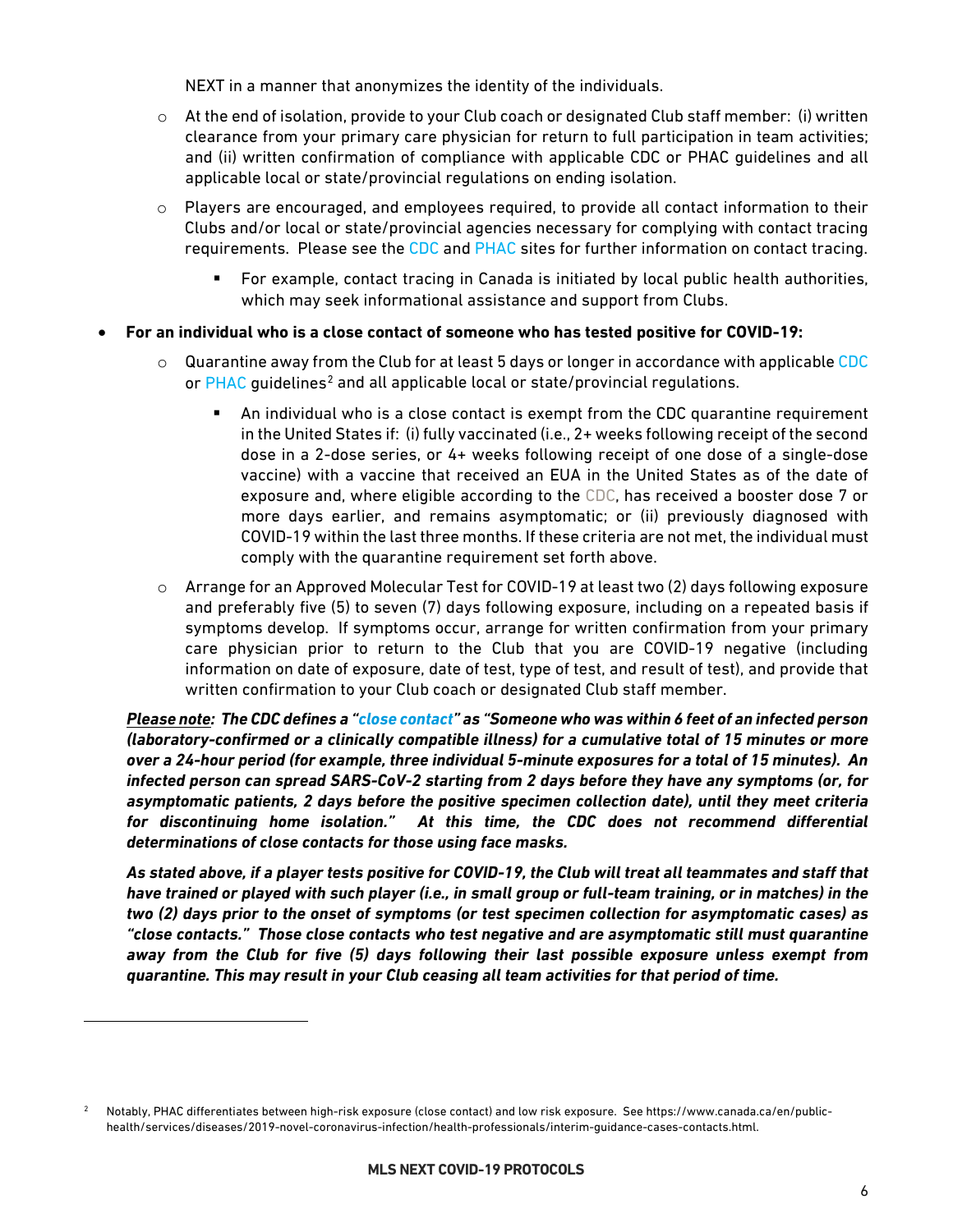NEXT in a manner that anonymizes the identity of the individuals.

- At the end of isolation, provide to your Club coach or designated Club staff member: (i) written clearance from your primary care physician for return to full participation in team activities; and (ii) written confirmation of compliance with applicable CDC or PHAC guidelines and all applicable local or state/provincial regulations on ending isolation.
- Players are encouraged, and employees required, to provide all contact information to their Clubs and/or local or state/provincial agencies necessary for complying with contact tracing requirements. Please see the CDC and PHAC sites for further information on contact tracing.
  - For example, contact tracing in Canada is initiated by local public health authorities, which may seek informational assistance and support from Clubs.

- **For an individual who is a close contact of someone who has tested positive for COVID-19:**
  - Quarantine away from the Club for at least 5 days or longer in accordance with applicable CDC or PHAC guidelines[2] and all applicable local or state/provincial regulations.
    - An individual who is a close contact is exempt from the CDC quarantine requirement in the United States if: (i) fully vaccinated (i.e., 2+ weeks following receipt of the second dose in a 2-dose series, or 4+ weeks following receipt of one dose of a single-dose vaccine) with a vaccine that received an EUA in the United States as of the date of exposure and, where eligible according to the CDC, has received a booster dose 7 or more days earlier, and remains asymptomatic; or (ii) previously diagnosed with COVID-19 within the last three months. If these criteria are not met, the individual must comply with the quarantine requirement set forth above.
  - Arrange for an Approved Molecular Test for COVID-19 at least two (2) days following exposure and preferably five (5) to seven (7) days following exposure, including on a repeated basis if symptoms develop. If symptoms occur, arrange for written confirmation from your primary care physician prior to return to the Club that you are COVID-19 negative (including information on date of exposure, date of test, type of test, and result of test), and provide that written confirmation to your Club coach or designated Club staff member.

***<u>Please note</u>: The CDC defines a "close contact" as "Someone who was within 6 feet of an infected person (laboratory-confirmed or a clinically compatible illness) for a cumulative total of 15 minutes or more over a 24-hour period (for example, three individual 5-minute exposures for a total of 15 minutes). An infected person can spread SARS-CoV-2 starting from 2 days before they have any symptoms (or, for asymptomatic patients, 2 days before the positive specimen collection date), until they meet criteria for discontinuing home isolation." At this time, the CDC does not recommend differential determinations of close contacts for those using face masks.***

***As stated above, if a player tests positive for COVID-19, the Club will treat all teammates and staff that have trained or played with such player (i.e., in small group or full-team training, or in matches) in the two (2) days prior to the onset of symptoms (or test specimen collection for asymptomatic cases) as "close contacts." Those close contacts who test negative and are asymptomatic still must quarantine away from the Club for five (5) days following their last possible exposure unless exempt from quarantine. This may result in your Club ceasing all team activities for that period of time.***

---

[2] Notably, PHAC differentiates between high-risk exposure (close contact) and low risk exposure. See https://www.canada.ca/en/public-health/services/diseases/2019-novel-coronavirus-infection/health-professionals/interim-guidance-cases-contacts.html.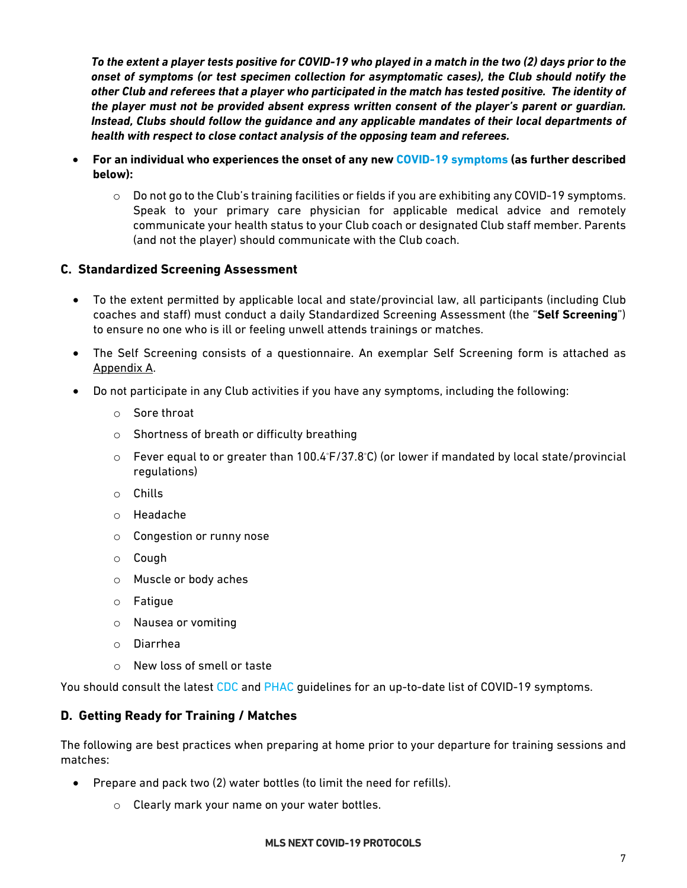***To the extent a player tests positive for COVID-19 who played in a match in the two (2) days prior to the onset of symptoms (or test specimen collection for asymptomatic cases), the Club should notify the other Club and referees that a player who participated in the match has tested positive. The identity of the player must not be provided absent express written consent of the player's parent or guardian. Instead, Clubs should follow the guidance and any applicable mandates of their local departments of health with respect to close contact analysis of the opposing team and referees.***

- **For an individual who experiences the onset of any new COVID-19 symptoms (as further described below):**
  - Do not go to the Club's training facilities or fields if you are exhibiting any COVID-19 symptoms. Speak to your primary care physician for applicable medical advice and remotely communicate your health status to your Club coach or designated Club staff member. Parents (and not the player) should communicate with the Club coach.

### C. Standardized Screening Assessment

- To the extent permitted by applicable local and state/provincial law, all participants (including Club coaches and staff) must conduct a daily Standardized Screening Assessment (the "**Self Screening**") to ensure no one who is ill or feeling unwell attends trainings or matches.
- The Self Screening consists of a questionnaire. An exemplar Self Screening form is attached as Appendix A.
- Do not participate in any Club activities if you have any symptoms, including the following:
  - Sore throat
  - Shortness of breath or difficulty breathing
  - Fever equal to or greater than 100.4°F/37.8°C) (or lower if mandated by local state/provincial regulations)
  - Chills
  - Headache
  - Congestion or runny nose
  - Cough
  - Muscle or body aches
  - Fatigue
  - Nausea or vomiting
  - Diarrhea
  - New loss of smell or taste

You should consult the latest CDC and PHAC guidelines for an up-to-date list of COVID-19 symptoms.

### D. Getting Ready for Training / Matches

The following are best practices when preparing at home prior to your departure for training sessions and matches:

- Prepare and pack two (2) water bottles (to limit the need for refills).
  - Clearly mark your name on your water bottles.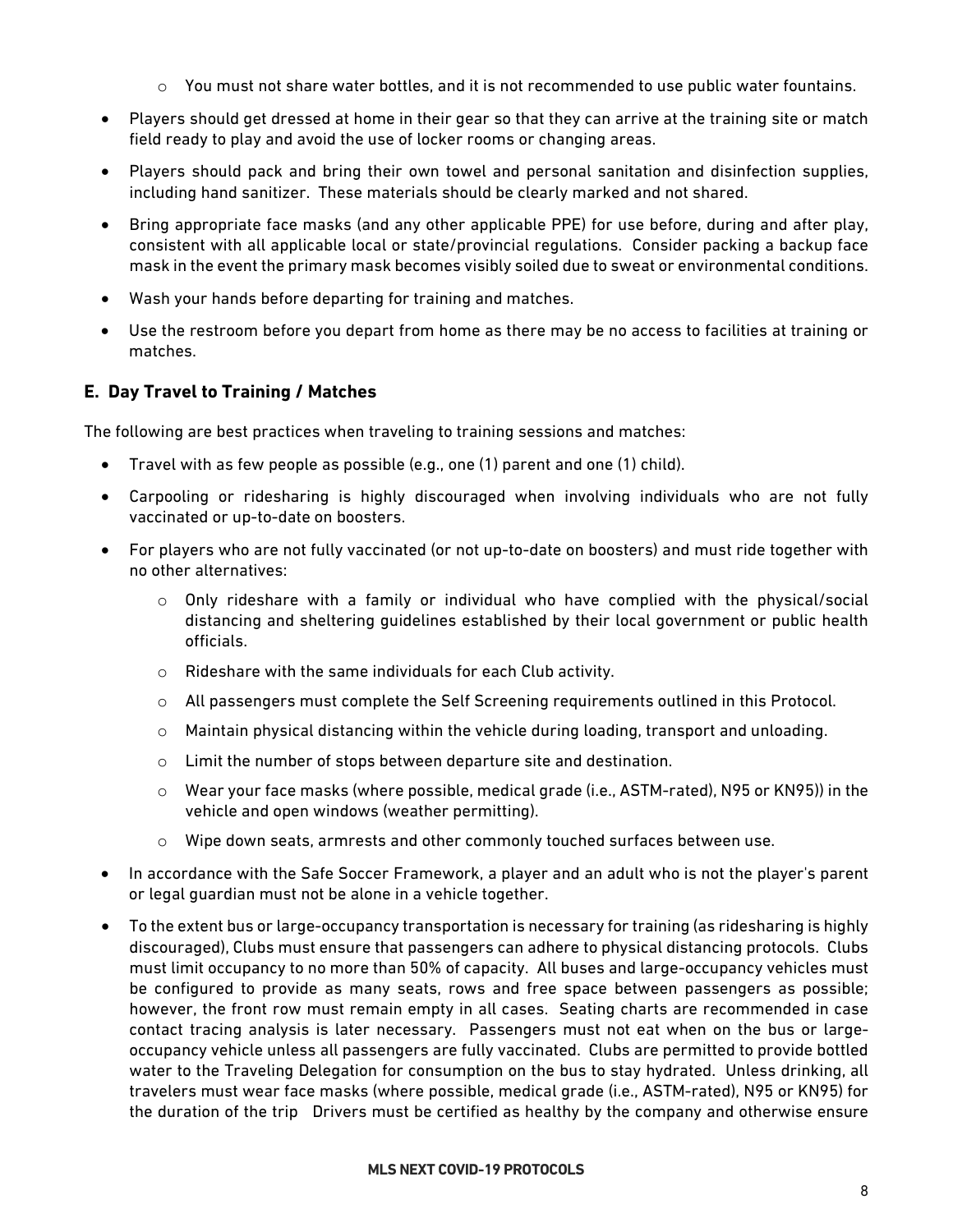- You must not share water bottles, and it is not recommended to use public water fountains.

- Players should get dressed at home in their gear so that they can arrive at the training site or match field ready to play and avoid the use of locker rooms or changing areas.
- Players should pack and bring their own towel and personal sanitation and disinfection supplies, including hand sanitizer. These materials should be clearly marked and not shared.
- Bring appropriate face masks (and any other applicable PPE) for use before, during and after play, consistent with all applicable local or state/provincial regulations. Consider packing a backup face mask in the event the primary mask becomes visibly soiled due to sweat or environmental conditions.
- Wash your hands before departing for training and matches.
- Use the restroom before you depart from home as there may be no access to facilities at training or matches.

## E. Day Travel to Training / Matches

The following are best practices when traveling to training sessions and matches:

- Travel with as few people as possible (e.g., one (1) parent and one (1) child).
- Carpooling or ridesharing is highly discouraged when involving individuals who are not fully vaccinated or up-to-date on boosters.
- For players who are not fully vaccinated (or not up-to-date on boosters) and must ride together with no other alternatives:
  - Only rideshare with a family or individual who have complied with the physical/social distancing and sheltering guidelines established by their local government or public health officials.
  - Rideshare with the same individuals for each Club activity.
  - All passengers must complete the Self Screening requirements outlined in this Protocol.
  - Maintain physical distancing within the vehicle during loading, transport and unloading.
  - Limit the number of stops between departure site and destination.
  - Wear your face masks (where possible, medical grade (i.e., ASTM-rated), N95 or KN95)) in the vehicle and open windows (weather permitting).
  - Wipe down seats, armrests and other commonly touched surfaces between use.
- In accordance with the Safe Soccer Framework, a player and an adult who is not the player's parent or legal guardian must not be alone in a vehicle together.
- To the extent bus or large-occupancy transportation is necessary for training (as ridesharing is highly discouraged), Clubs must ensure that passengers can adhere to physical distancing protocols. Clubs must limit occupancy to no more than 50% of capacity. All buses and large-occupancy vehicles must be configured to provide as many seats, rows and free space between passengers as possible; however, the front row must remain empty in all cases. Seating charts are recommended in case contact tracing analysis is later necessary. Passengers must not eat when on the bus or large-occupancy vehicle unless all passengers are fully vaccinated. Clubs are permitted to provide bottled water to the Traveling Delegation for consumption on the bus to stay hydrated. Unless drinking, all travelers must wear face masks (where possible, medical grade (i.e., ASTM-rated), N95 or KN95) for the duration of the trip Drivers must be certified as healthy by the company and otherwise ensure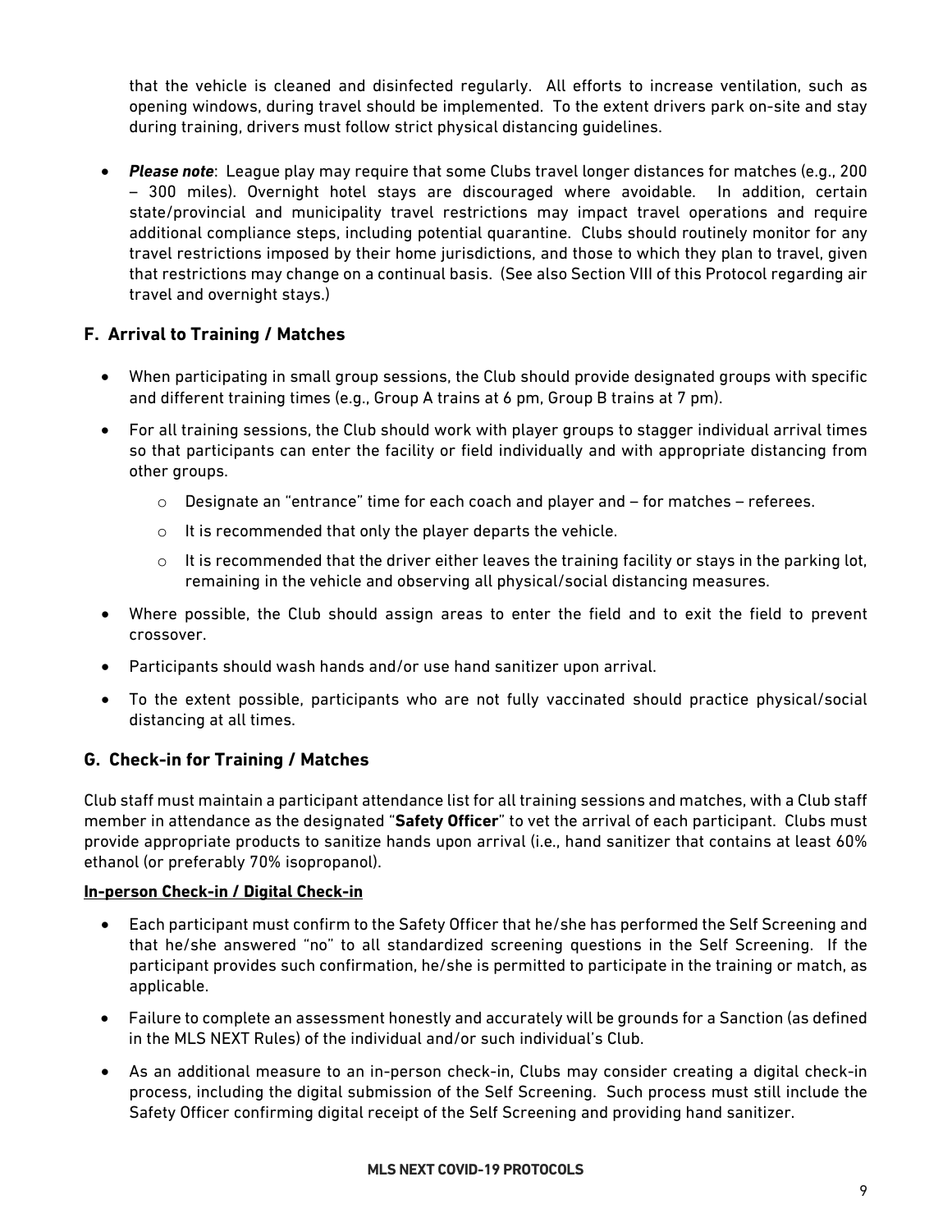that the vehicle is cleaned and disinfected regularly. All efforts to increase ventilation, such as opening windows, during travel should be implemented. To the extent drivers park on-site and stay during training, drivers must follow strict physical distancing guidelines.

- ***Please note***: League play may require that some Clubs travel longer distances for matches (e.g., 200 – 300 miles). Overnight hotel stays are discouraged where avoidable. In addition, certain state/provincial and municipality travel restrictions may impact travel operations and require additional compliance steps, including potential quarantine. Clubs should routinely monitor for any travel restrictions imposed by their home jurisdictions, and those to which they plan to travel, given that restrictions may change on a continual basis. (See also Section VIII of this Protocol regarding air travel and overnight stays.)

### F. Arrival to Training / Matches

- When participating in small group sessions, the Club should provide designated groups with specific and different training times (e.g., Group A trains at 6 pm, Group B trains at 7 pm).
- For all training sessions, the Club should work with player groups to stagger individual arrival times so that participants can enter the facility or field individually and with appropriate distancing from other groups.
  - Designate an "entrance" time for each coach and player and – for matches – referees.
  - It is recommended that only the player departs the vehicle.
  - It is recommended that the driver either leaves the training facility or stays in the parking lot, remaining in the vehicle and observing all physical/social distancing measures.
- Where possible, the Club should assign areas to enter the field and to exit the field to prevent crossover.
- Participants should wash hands and/or use hand sanitizer upon arrival.
- To the extent possible, participants who are not fully vaccinated should practice physical/social distancing at all times.

### G. Check-in for Training / Matches

Club staff must maintain a participant attendance list for all training sessions and matches, with a Club staff member in attendance as the designated "**Safety Officer**" to vet the arrival of each participant. Clubs must provide appropriate products to sanitize hands upon arrival (i.e., hand sanitizer that contains at least 60% ethanol (or preferably 70% isopropanol).

**<u>In-person Check-in / Digital Check-in</u>**

- Each participant must confirm to the Safety Officer that he/she has performed the Self Screening and that he/she answered "no" to all standardized screening questions in the Self Screening. If the participant provides such confirmation, he/she is permitted to participate in the training or match, as applicable.
- Failure to complete an assessment honestly and accurately will be grounds for a Sanction (as defined in the MLS NEXT Rules) of the individual and/or such individual's Club.
- As an additional measure to an in-person check-in, Clubs may consider creating a digital check-in process, including the digital submission of the Self Screening. Such process must still include the Safety Officer confirming digital receipt of the Self Screening and providing hand sanitizer.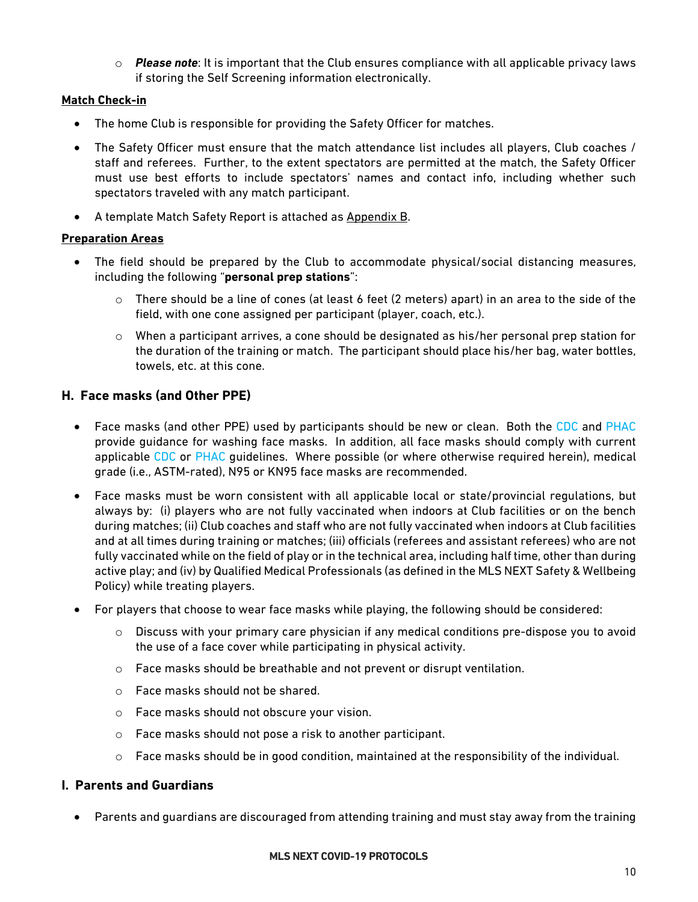- *Please note*: It is important that the Club ensures compliance with all applicable privacy laws if storing the Self Screening information electronically.

**Match Check-in**

- The home Club is responsible for providing the Safety Officer for matches.
- The Safety Officer must ensure that the match attendance list includes all players, Club coaches / staff and referees. Further, to the extent spectators are permitted at the match, the Safety Officer must use best efforts to include spectators' names and contact info, including whether such spectators traveled with any match participant.
- A template Match Safety Report is attached as Appendix B.

**Preparation Areas**

- The field should be prepared by the Club to accommodate physical/social distancing measures, including the following "**personal prep stations**":
  - There should be a line of cones (at least 6 feet (2 meters) apart) in an area to the side of the field, with one cone assigned per participant (player, coach, etc.).
  - When a participant arrives, a cone should be designated as his/her personal prep station for the duration of the training or match. The participant should place his/her bag, water bottles, towels, etc. at this cone.

## H. Face masks (and Other PPE)

- Face masks (and other PPE) used by participants should be new or clean. Both the CDC and PHAC provide guidance for washing face masks. In addition, all face masks should comply with current applicable CDC or PHAC guidelines. Where possible (or where otherwise required herein), medical grade (i.e., ASTM-rated), N95 or KN95 face masks are recommended.
- Face masks must be worn consistent with all applicable local or state/provincial regulations, but always by: (i) players who are not fully vaccinated when indoors at Club facilities or on the bench during matches; (ii) Club coaches and staff who are not fully vaccinated when indoors at Club facilities and at all times during training or matches; (iii) officials (referees and assistant referees) who are not fully vaccinated while on the field of play or in the technical area, including half time, other than during active play; and (iv) by Qualified Medical Professionals (as defined in the MLS NEXT Safety & Wellbeing Policy) while treating players.
- For players that choose to wear face masks while playing, the following should be considered:
  - Discuss with your primary care physician if any medical conditions pre-dispose you to avoid the use of a face cover while participating in physical activity.
  - Face masks should be breathable and not prevent or disrupt ventilation.
  - Face masks should not be shared.
  - Face masks should not obscure your vision.
  - Face masks should not pose a risk to another participant.
  - Face masks should be in good condition, maintained at the responsibility of the individual.

## I. Parents and Guardians

- Parents and guardians are discouraged from attending training and must stay away from the training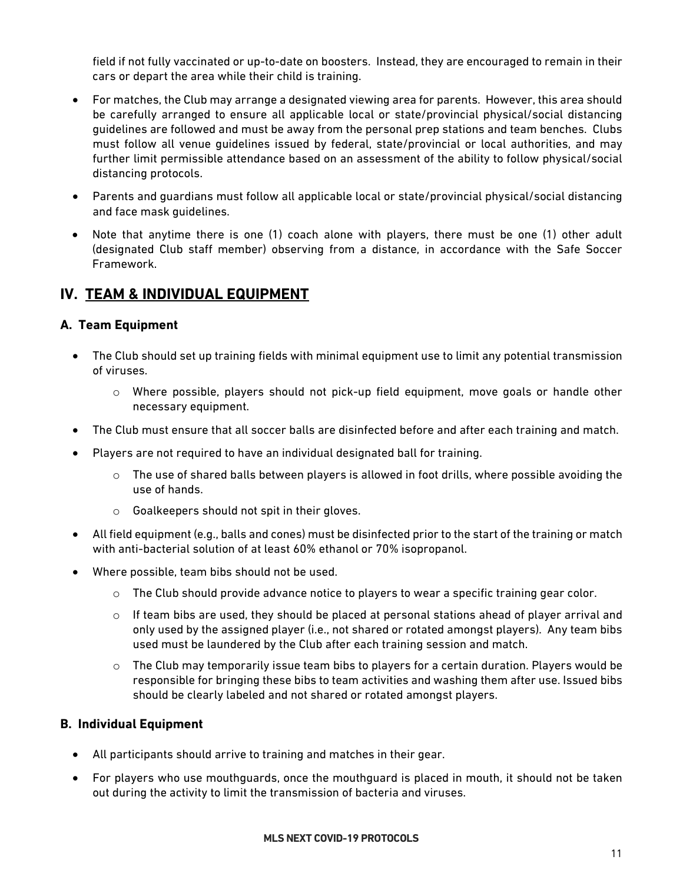field if not fully vaccinated or up-to-date on boosters. Instead, they are encouraged to remain in their cars or depart the area while their child is training.

- For matches, the Club may arrange a designated viewing area for parents. However, this area should be carefully arranged to ensure all applicable local or state/provincial physical/social distancing guidelines are followed and must be away from the personal prep stations and team benches. Clubs must follow all venue guidelines issued by federal, state/provincial or local authorities, and may further limit permissible attendance based on an assessment of the ability to follow physical/social distancing protocols.
- Parents and guardians must follow all applicable local or state/provincial physical/social distancing and face mask guidelines.
- Note that anytime there is one (1) coach alone with players, there must be one (1) other adult (designated Club staff member) observing from a distance, in accordance with the Safe Soccer Framework.

## IV. TEAM & INDIVIDUAL EQUIPMENT

### A. Team Equipment

- The Club should set up training fields with minimal equipment use to limit any potential transmission of viruses.
  - Where possible, players should not pick-up field equipment, move goals or handle other necessary equipment.
- The Club must ensure that all soccer balls are disinfected before and after each training and match.
- Players are not required to have an individual designated ball for training.
  - The use of shared balls between players is allowed in foot drills, where possible avoiding the use of hands.
  - Goalkeepers should not spit in their gloves.
- All field equipment (e.g., balls and cones) must be disinfected prior to the start of the training or match with anti-bacterial solution of at least 60% ethanol or 70% isopropanol.
- Where possible, team bibs should not be used.
  - The Club should provide advance notice to players to wear a specific training gear color.
  - If team bibs are used, they should be placed at personal stations ahead of player arrival and only used by the assigned player (i.e., not shared or rotated amongst players). Any team bibs used must be laundered by the Club after each training session and match.
  - The Club may temporarily issue team bibs to players for a certain duration. Players would be responsible for bringing these bibs to team activities and washing them after use. Issued bibs should be clearly labeled and not shared or rotated amongst players.

### B. Individual Equipment

- All participants should arrive to training and matches in their gear.
- For players who use mouthguards, once the mouthguard is placed in mouth, it should not be taken out during the activity to limit the transmission of bacteria and viruses.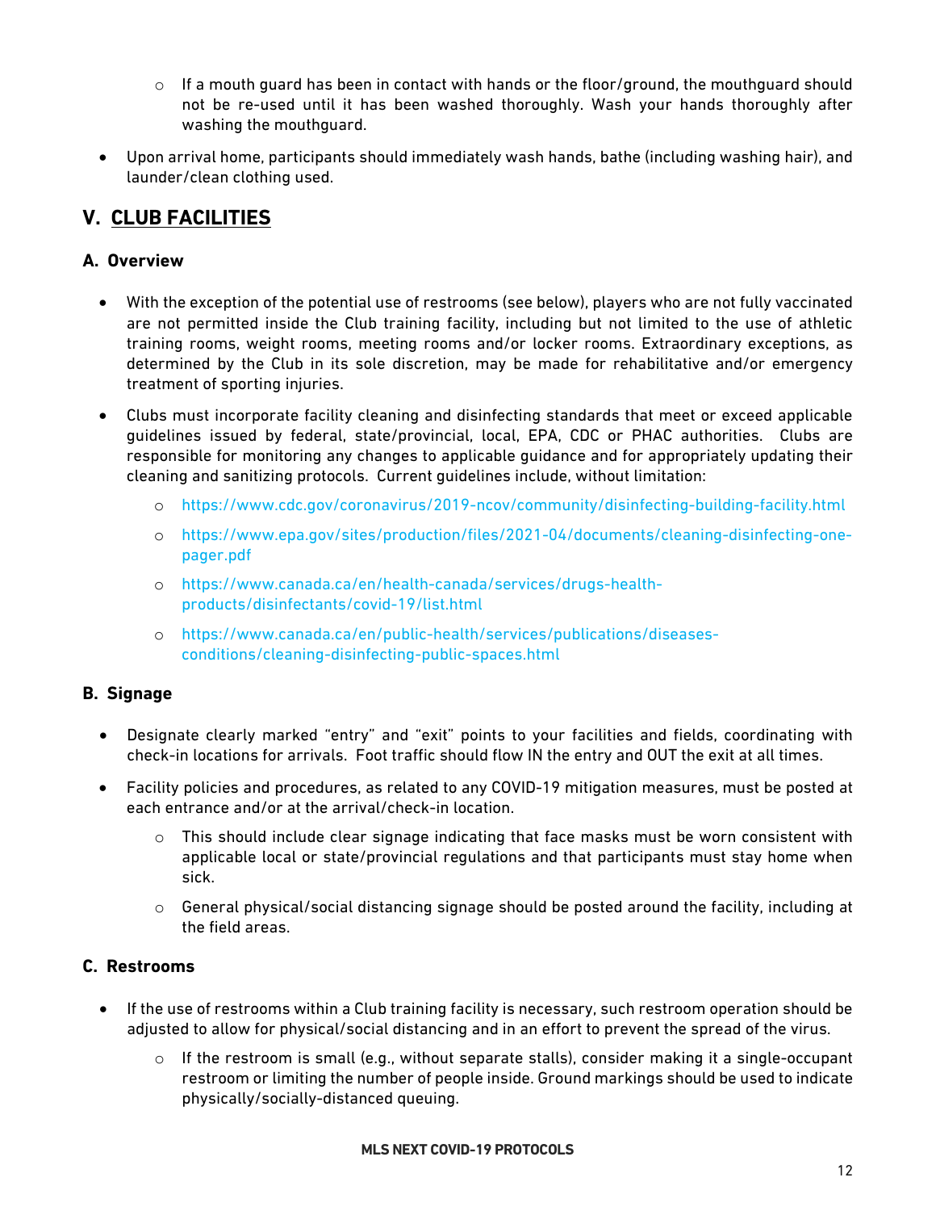- If a mouth guard has been in contact with hands or the floor/ground, the mouthguard should not be re-used until it has been washed thoroughly. Wash your hands thoroughly after washing the mouthguard.
- Upon arrival home, participants should immediately wash hands, bathe (including washing hair), and launder/clean clothing used.

## V. CLUB FACILITIES

### A. Overview

- With the exception of the potential use of restrooms (see below), players who are not fully vaccinated are not permitted inside the Club training facility, including but not limited to the use of athletic training rooms, weight rooms, meeting rooms and/or locker rooms. Extraordinary exceptions, as determined by the Club in its sole discretion, may be made for rehabilitative and/or emergency treatment of sporting injuries.
- Clubs must incorporate facility cleaning and disinfecting standards that meet or exceed applicable guidelines issued by federal, state/provincial, local, EPA, CDC or PHAC authorities. Clubs are responsible for monitoring any changes to applicable guidance and for appropriately updating their cleaning and sanitizing protocols. Current guidelines include, without limitation:
    - https://www.cdc.gov/coronavirus/2019-ncov/community/disinfecting-building-facility.html
    - https://www.epa.gov/sites/production/files/2021-04/documents/cleaning-disinfecting-one-pager.pdf
    - https://www.canada.ca/en/health-canada/services/drugs-health-products/disinfectants/covid-19/list.html
    - https://www.canada.ca/en/public-health/services/publications/diseases-conditions/cleaning-disinfecting-public-spaces.html

### B. Signage

- Designate clearly marked "entry" and "exit" points to your facilities and fields, coordinating with check-in locations for arrivals. Foot traffic should flow IN the entry and OUT the exit at all times.
- Facility policies and procedures, as related to any COVID-19 mitigation measures, must be posted at each entrance and/or at the arrival/check-in location.
    - This should include clear signage indicating that face masks must be worn consistent with applicable local or state/provincial regulations and that participants must stay home when sick.
    - General physical/social distancing signage should be posted around the facility, including at the field areas.

### C. Restrooms

- If the use of restrooms within a Club training facility is necessary, such restroom operation should be adjusted to allow for physical/social distancing and in an effort to prevent the spread of the virus.
    - If the restroom is small (e.g., without separate stalls), consider making it a single-occupant restroom or limiting the number of people inside. Ground markings should be used to indicate physically/socially-distanced queuing.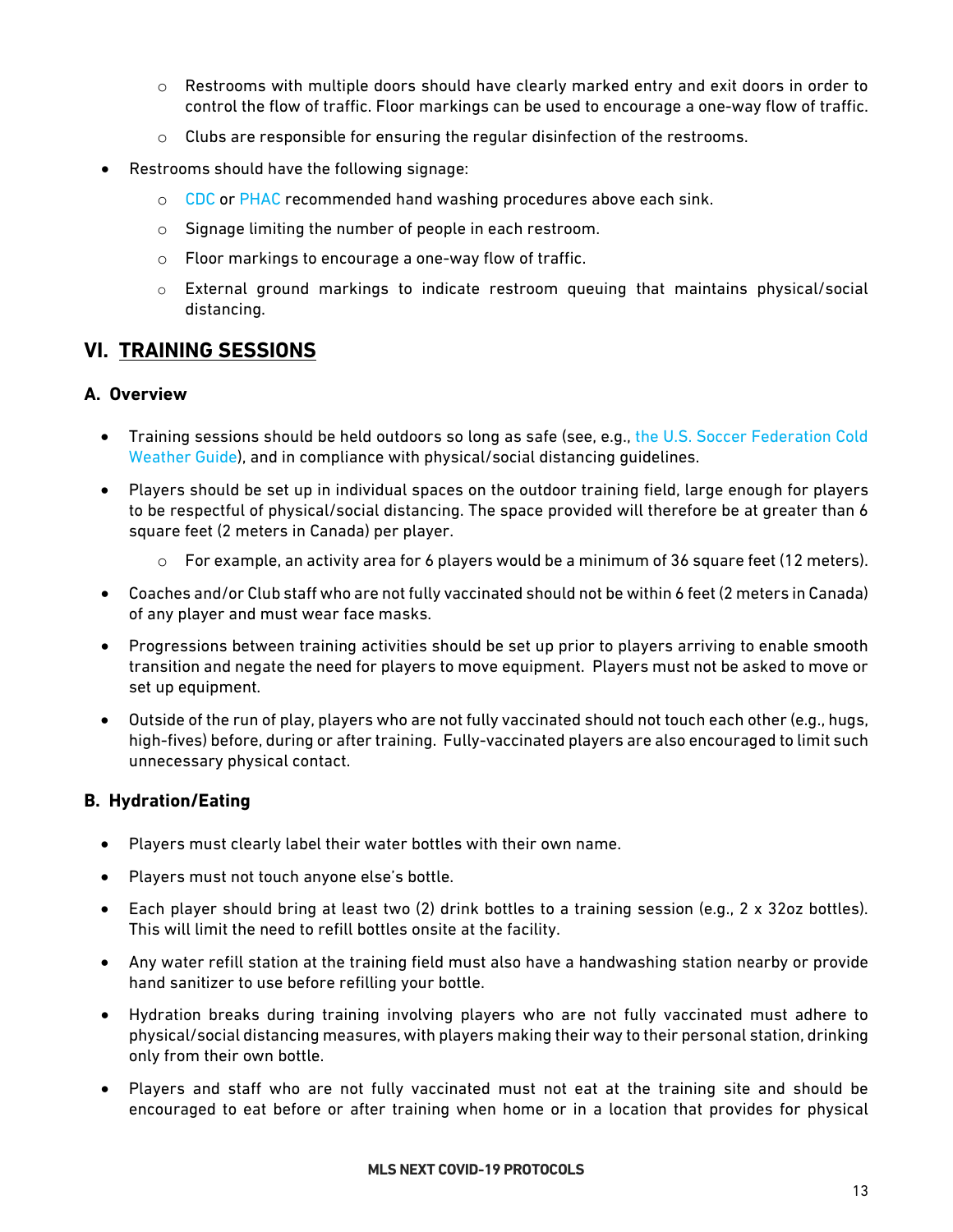- Restrooms with multiple doors should have clearly marked entry and exit doors in order to control the flow of traffic. Floor markings can be used to encourage a one-way flow of traffic.
    - Clubs are responsible for ensuring the regular disinfection of the restrooms.
- Restrooms should have the following signage:
    - CDC or PHAC recommended hand washing procedures above each sink.
    - Signage limiting the number of people in each restroom.
    - Floor markings to encourage a one-way flow of traffic.
    - External ground markings to indicate restroom queuing that maintains physical/social distancing.

## VI. TRAINING SESSIONS

### A. Overview

- Training sessions should be held outdoors so long as safe (see, e.g., the U.S. Soccer Federation Cold Weather Guide), and in compliance with physical/social distancing guidelines.
- Players should be set up in individual spaces on the outdoor training field, large enough for players to be respectful of physical/social distancing. The space provided will therefore be at greater than 6 square feet (2 meters in Canada) per player.
    - For example, an activity area for 6 players would be a minimum of 36 square feet (12 meters).
- Coaches and/or Club staff who are not fully vaccinated should not be within 6 feet (2 meters in Canada) of any player and must wear face masks.
- Progressions between training activities should be set up prior to players arriving to enable smooth transition and negate the need for players to move equipment. Players must not be asked to move or set up equipment.
- Outside of the run of play, players who are not fully vaccinated should not touch each other (e.g., hugs, high-fives) before, during or after training. Fully-vaccinated players are also encouraged to limit such unnecessary physical contact.

### B. Hydration/Eating

- Players must clearly label their water bottles with their own name.
- Players must not touch anyone else's bottle.
- Each player should bring at least two (2) drink bottles to a training session (e.g., 2 x 32oz bottles). This will limit the need to refill bottles onsite at the facility.
- Any water refill station at the training field must also have a handwashing station nearby or provide hand sanitizer to use before refilling your bottle.
- Hydration breaks during training involving players who are not fully vaccinated must adhere to physical/social distancing measures, with players making their way to their personal station, drinking only from their own bottle.
- Players and staff who are not fully vaccinated must not eat at the training site and should be encouraged to eat before or after training when home or in a location that provides for physical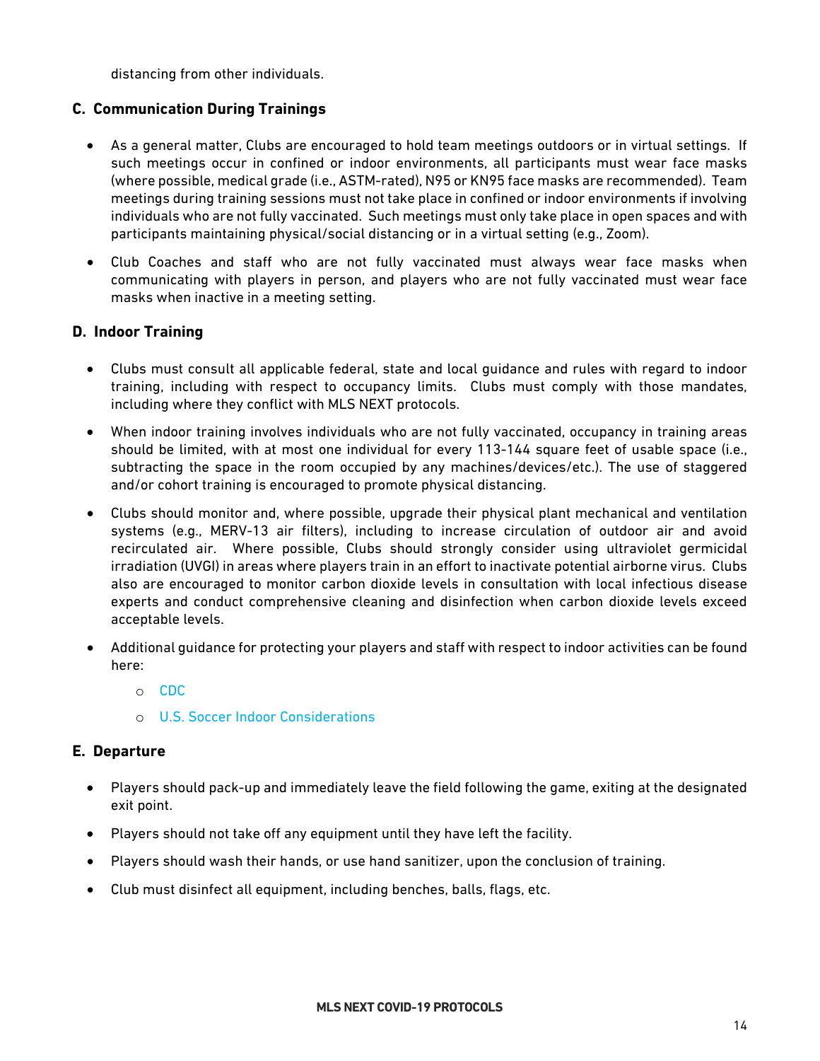distancing from other individuals.

### C. Communication During Trainings

- As a general matter, Clubs are encouraged to hold team meetings outdoors or in virtual settings. If such meetings occur in confined or indoor environments, all participants must wear face masks (where possible, medical grade (i.e., ASTM-rated), N95 or KN95 face masks are recommended). Team meetings during training sessions must not take place in confined or indoor environments if involving individuals who are not fully vaccinated. Such meetings must only take place in open spaces and with participants maintaining physical/social distancing or in a virtual setting (e.g., Zoom).
- Club Coaches and staff who are not fully vaccinated must always wear face masks when communicating with players in person, and players who are not fully vaccinated must wear face masks when inactive in a meeting setting.

### D. Indoor Training

- Clubs must consult all applicable federal, state and local guidance and rules with regard to indoor training, including with respect to occupancy limits. Clubs must comply with those mandates, including where they conflict with MLS NEXT protocols.
- When indoor training involves individuals who are not fully vaccinated, occupancy in training areas should be limited, with at most one individual for every 113-144 square feet of usable space (i.e., subtracting the space in the room occupied by any machines/devices/etc.). The use of staggered and/or cohort training is encouraged to promote physical distancing.
- Clubs should monitor and, where possible, upgrade their physical plant mechanical and ventilation systems (e.g., MERV-13 air filters), including to increase circulation of outdoor air and avoid recirculated air. Where possible, Clubs should strongly consider using ultraviolet germicidal irradiation (UVGI) in areas where players train in an effort to inactivate potential airborne virus. Clubs also are encouraged to monitor carbon dioxide levels in consultation with local infectious disease experts and conduct comprehensive cleaning and disinfection when carbon dioxide levels exceed acceptable levels.
- Additional guidance for protecting your players and staff with respect to indoor activities can be found here:
  - CDC
  - U.S. Soccer Indoor Considerations

### E. Departure

- Players should pack-up and immediately leave the field following the game, exiting at the designated exit point.
- Players should not take off any equipment until they have left the facility.
- Players should wash their hands, or use hand sanitizer, upon the conclusion of training.
- Club must disinfect all equipment, including benches, balls, flags, etc.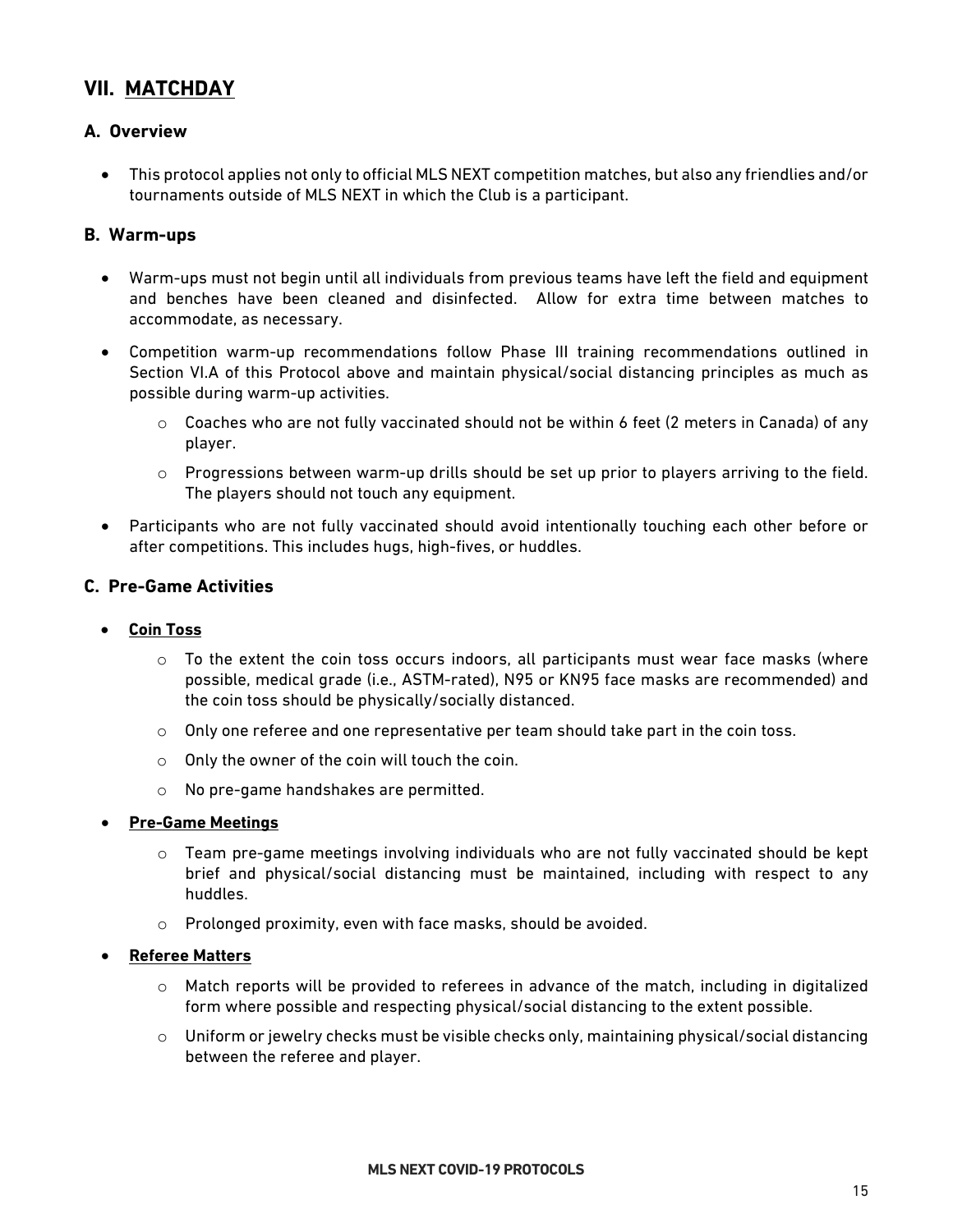## VII. MATCHDAY

### A. Overview

- This protocol applies not only to official MLS NEXT competition matches, but also any friendlies and/or tournaments outside of MLS NEXT in which the Club is a participant.

### B. Warm-ups

- Warm-ups must not begin until all individuals from previous teams have left the field and equipment and benches have been cleaned and disinfected. Allow for extra time between matches to accommodate, as necessary.
- Competition warm-up recommendations follow Phase III training recommendations outlined in Section VI.A of this Protocol above and maintain physical/social distancing principles as much as possible during warm-up activities.
  - Coaches who are not fully vaccinated should not be within 6 feet (2 meters in Canada) of any player.
  - Progressions between warm-up drills should be set up prior to players arriving to the field. The players should not touch any equipment.
- Participants who are not fully vaccinated should avoid intentionally touching each other before or after competitions. This includes hugs, high-fives, or huddles.

### C. Pre-Game Activities

- **Coin Toss**
  - To the extent the coin toss occurs indoors, all participants must wear face masks (where possible, medical grade (i.e., ASTM-rated), N95 or KN95 face masks are recommended) and the coin toss should be physically/socially distanced.
  - Only one referee and one representative per team should take part in the coin toss.
  - Only the owner of the coin will touch the coin.
  - No pre-game handshakes are permitted.
- **Pre-Game Meetings**
  - Team pre-game meetings involving individuals who are not fully vaccinated should be kept brief and physical/social distancing must be maintained, including with respect to any huddles.
  - Prolonged proximity, even with face masks, should be avoided.
- **Referee Matters**
  - Match reports will be provided to referees in advance of the match, including in digitalized form where possible and respecting physical/social distancing to the extent possible.
  - Uniform or jewelry checks must be visible checks only, maintaining physical/social distancing between the referee and player.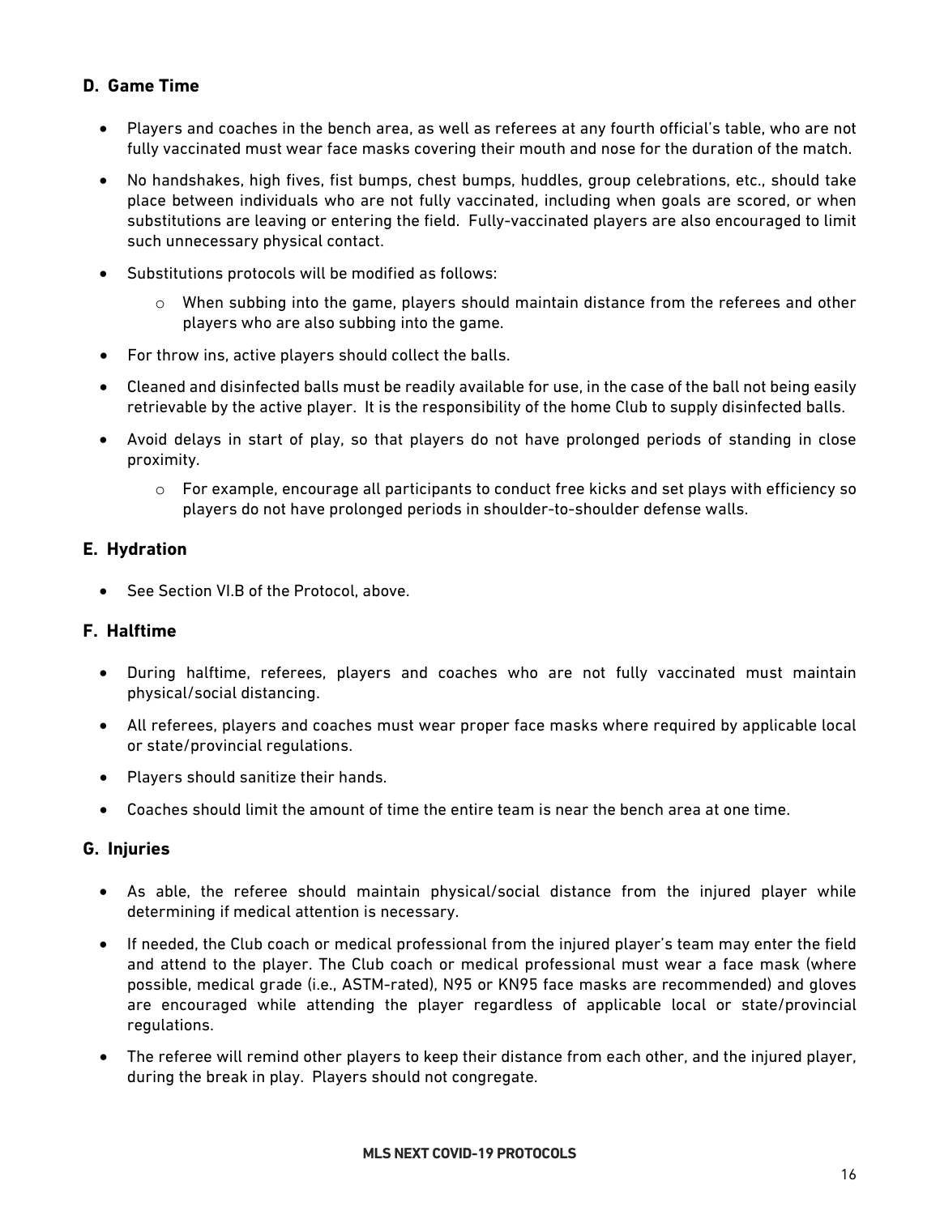### D. Game Time

- Players and coaches in the bench area, as well as referees at any fourth official's table, who are not fully vaccinated must wear face masks covering their mouth and nose for the duration of the match.
- No handshakes, high fives, fist bumps, chest bumps, huddles, group celebrations, etc., should take place between individuals who are not fully vaccinated, including when goals are scored, or when substitutions are leaving or entering the field. Fully-vaccinated players are also encouraged to limit such unnecessary physical contact.
- Substitutions protocols will be modified as follows:
  - When subbing into the game, players should maintain distance from the referees and other players who are also subbing into the game.
- For throw ins, active players should collect the balls.
- Cleaned and disinfected balls must be readily available for use, in the case of the ball not being easily retrievable by the active player. It is the responsibility of the home Club to supply disinfected balls.
- Avoid delays in start of play, so that players do not have prolonged periods of standing in close proximity.
  - For example, encourage all participants to conduct free kicks and set plays with efficiency so players do not have prolonged periods in shoulder-to-shoulder defense walls.

### E. Hydration

- See Section VI.B of the Protocol, above.

### F. Halftime

- During halftime, referees, players and coaches who are not fully vaccinated must maintain physical/social distancing.
- All referees, players and coaches must wear proper face masks where required by applicable local or state/provincial regulations.
- Players should sanitize their hands.
- Coaches should limit the amount of time the entire team is near the bench area at one time.

### G. Injuries

- As able, the referee should maintain physical/social distance from the injured player while determining if medical attention is necessary.
- If needed, the Club coach or medical professional from the injured player's team may enter the field and attend to the player. The Club coach or medical professional must wear a face mask (where possible, medical grade (i.e., ASTM-rated), N95 or KN95 face masks are recommended) and gloves are encouraged while attending the player regardless of applicable local or state/provincial regulations.
- The referee will remind other players to keep their distance from each other, and the injured player, during the break in play. Players should not congregate.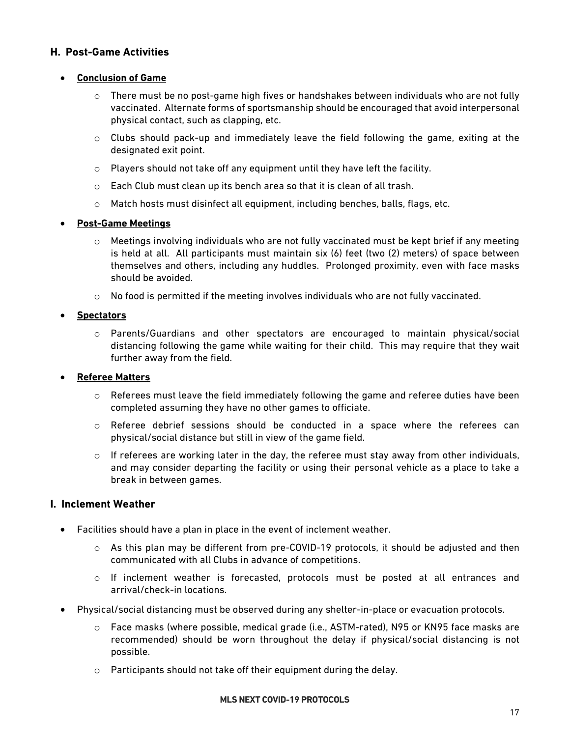## H. Post-Game Activities

- **Conclusion of Game**
  - There must be no post-game high fives or handshakes between individuals who are not fully vaccinated. Alternate forms of sportsmanship should be encouraged that avoid interpersonal physical contact, such as clapping, etc.
  - Clubs should pack-up and immediately leave the field following the game, exiting at the designated exit point.
  - Players should not take off any equipment until they have left the facility.
  - Each Club must clean up its bench area so that it is clean of all trash.
  - Match hosts must disinfect all equipment, including benches, balls, flags, etc.
- **Post-Game Meetings**
  - Meetings involving individuals who are not fully vaccinated must be kept brief if any meeting is held at all. All participants must maintain six (6) feet (two (2) meters) of space between themselves and others, including any huddles. Prolonged proximity, even with face masks should be avoided.
  - No food is permitted if the meeting involves individuals who are not fully vaccinated.
- **Spectators**
  - Parents/Guardians and other spectators are encouraged to maintain physical/social distancing following the game while waiting for their child. This may require that they wait further away from the field.
- **Referee Matters**
  - Referees must leave the field immediately following the game and referee duties have been completed assuming they have no other games to officiate.
  - Referee debrief sessions should be conducted in a space where the referees can physical/social distance but still in view of the game field.
  - If referees are working later in the day, the referee must stay away from other individuals, and may consider departing the facility or using their personal vehicle as a place to take a break in between games.

## I. Inclement Weather

- Facilities should have a plan in place in the event of inclement weather.
  - As this plan may be different from pre-COVID-19 protocols, it should be adjusted and then communicated with all Clubs in advance of competitions.
  - If inclement weather is forecasted, protocols must be posted at all entrances and arrival/check-in locations.
- Physical/social distancing must be observed during any shelter-in-place or evacuation protocols.
  - Face masks (where possible, medical grade (i.e., ASTM-rated), N95 or KN95 face masks are recommended) should be worn throughout the delay if physical/social distancing is not possible.
  - Participants should not take off their equipment during the delay.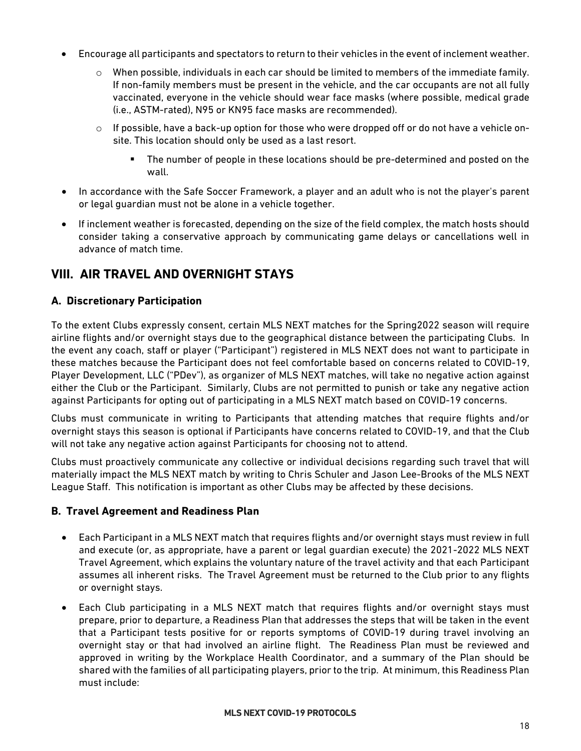- Encourage all participants and spectators to return to their vehicles in the event of inclement weather.
    - When possible, individuals in each car should be limited to members of the immediate family. If non-family members must be present in the vehicle, and the car occupants are not all fully vaccinated, everyone in the vehicle should wear face masks (where possible, medical grade (i.e., ASTM-rated), N95 or KN95 face masks are recommended).
    - If possible, have a back-up option for those who were dropped off or do not have a vehicle on-site. This location should only be used as a last resort.
        - The number of people in these locations should be pre-determined and posted on the wall.
- In accordance with the Safe Soccer Framework, a player and an adult who is not the player's parent or legal guardian must not be alone in a vehicle together.
- If inclement weather is forecasted, depending on the size of the field complex, the match hosts should consider taking a conservative approach by communicating game delays or cancellations well in advance of match time.

## VIII. AIR TRAVEL AND OVERNIGHT STAYS

### A. Discretionary Participation

To the extent Clubs expressly consent, certain MLS NEXT matches for the Spring2022 season will require airline flights and/or overnight stays due to the geographical distance between the participating Clubs. In the event any coach, staff or player ("Participant") registered in MLS NEXT does not want to participate in these matches because the Participant does not feel comfortable based on concerns related to COVID-19, Player Development, LLC ("PDev"), as organizer of MLS NEXT matches, will take no negative action against either the Club or the Participant. Similarly, Clubs are not permitted to punish or take any negative action against Participants for opting out of participating in a MLS NEXT match based on COVID-19 concerns.

Clubs must communicate in writing to Participants that attending matches that require flights and/or overnight stays this season is optional if Participants have concerns related to COVID-19, and that the Club will not take any negative action against Participants for choosing not to attend.

Clubs must proactively communicate any collective or individual decisions regarding such travel that will materially impact the MLS NEXT match by writing to Chris Schuler and Jason Lee-Brooks of the MLS NEXT League Staff. This notification is important as other Clubs may be affected by these decisions.

### B. Travel Agreement and Readiness Plan

- Each Participant in a MLS NEXT match that requires flights and/or overnight stays must review in full and execute (or, as appropriate, have a parent or legal guardian execute) the 2021-2022 MLS NEXT Travel Agreement, which explains the voluntary nature of the travel activity and that each Participant assumes all inherent risks. The Travel Agreement must be returned to the Club prior to any flights or overnight stays.
- Each Club participating in a MLS NEXT match that requires flights and/or overnight stays must prepare, prior to departure, a Readiness Plan that addresses the steps that will be taken in the event that a Participant tests positive for or reports symptoms of COVID-19 during travel involving an overnight stay or that had involved an airline flight. The Readiness Plan must be reviewed and approved in writing by the Workplace Health Coordinator, and a summary of the Plan should be shared with the families of all participating players, prior to the trip. At minimum, this Readiness Plan must include: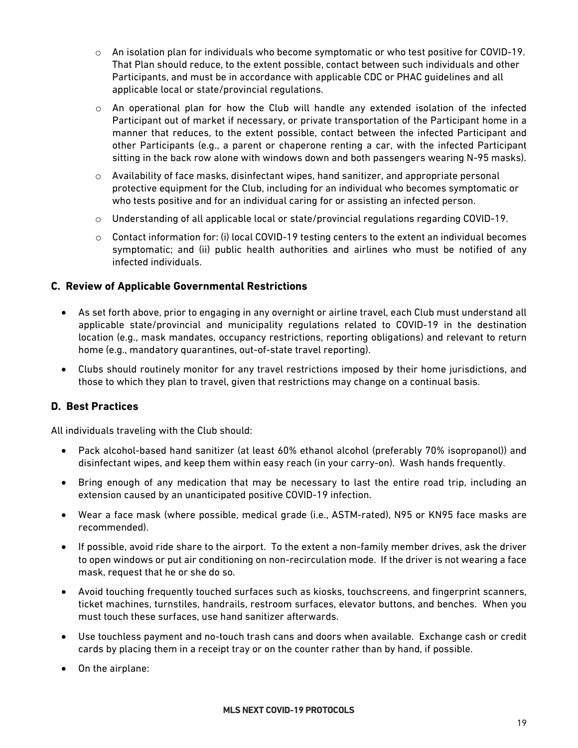- An isolation plan for individuals who become symptomatic or who test positive for COVID-19. That Plan should reduce, to the extent possible, contact between such individuals and other Participants, and must be in accordance with applicable CDC or PHAC guidelines and all applicable local or state/provincial regulations.
- An operational plan for how the Club will handle any extended isolation of the infected Participant out of market if necessary, or private transportation of the Participant home in a manner that reduces, to the extent possible, contact between the infected Participant and other Participants (e.g., a parent or chaperone renting a car, with the infected Participant sitting in the back row alone with windows down and both passengers wearing N-95 masks).
- Availability of face masks, disinfectant wipes, hand sanitizer, and appropriate personal protective equipment for the Club, including for an individual who becomes symptomatic or who tests positive and for an individual caring for or assisting an infected person.
- Understanding of all applicable local or state/provincial regulations regarding COVID-19.
- Contact information for: (i) local COVID-19 testing centers to the extent an individual becomes symptomatic; and (ii) public health authorities and airlines who must be notified of any infected individuals.

## C. Review of Applicable Governmental Restrictions

- As set forth above, prior to engaging in any overnight or airline travel, each Club must understand all applicable state/provincial and municipality regulations related to COVID-19 in the destination location (e.g., mask mandates, occupancy restrictions, reporting obligations) and relevant to return home (e.g., mandatory quarantines, out-of-state travel reporting).
- Clubs should routinely monitor for any travel restrictions imposed by their home jurisdictions, and those to which they plan to travel, given that restrictions may change on a continual basis.

## D. Best Practices

All individuals traveling with the Club should:

- Pack alcohol-based hand sanitizer (at least 60% ethanol alcohol (preferably 70% isopropanol)) and disinfectant wipes, and keep them within easy reach (in your carry-on). Wash hands frequently.
- Bring enough of any medication that may be necessary to last the entire road trip, including an extension caused by an unanticipated positive COVID-19 infection.
- Wear a face mask (where possible, medical grade (i.e., ASTM-rated), N95 or KN95 face masks are recommended).
- If possible, avoid ride share to the airport. To the extent a non-family member drives, ask the driver to open windows or put air conditioning on non-recirculation mode. If the driver is not wearing a face mask, request that he or she do so.
- Avoid touching frequently touched surfaces such as kiosks, touchscreens, and fingerprint scanners, ticket machines, turnstiles, handrails, restroom surfaces, elevator buttons, and benches. When you must touch these surfaces, use hand sanitizer afterwards.
- Use touchless payment and no-touch trash cans and doors when available. Exchange cash or credit cards by placing them in a receipt tray or on the counter rather than by hand, if possible.
- On the airplane: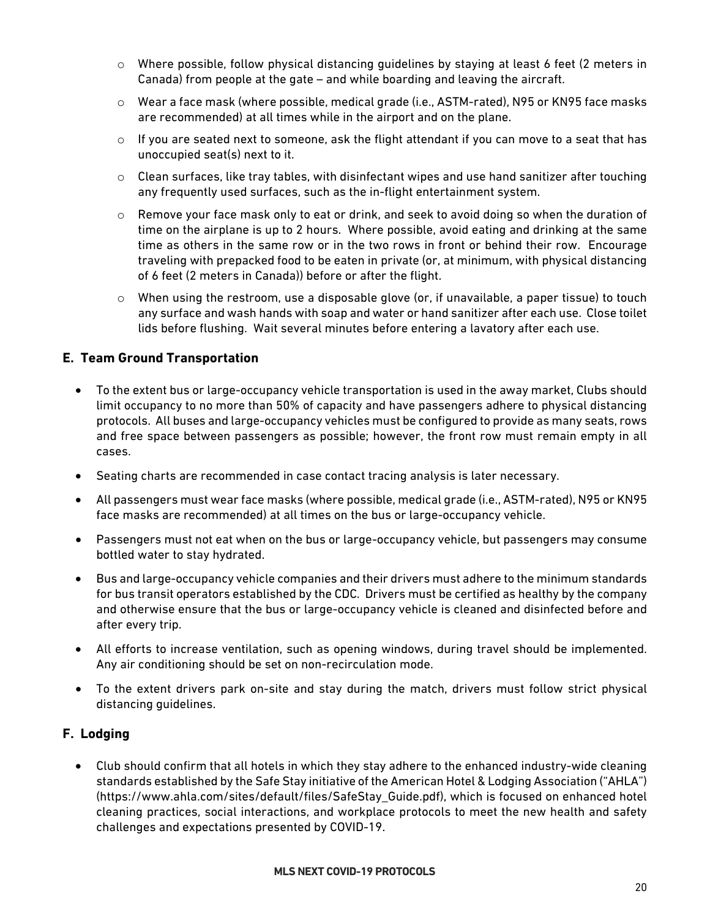- Where possible, follow physical distancing guidelines by staying at least 6 feet (2 meters in Canada) from people at the gate – and while boarding and leaving the aircraft.
  - Wear a face mask (where possible, medical grade (i.e., ASTM-rated), N95 or KN95 face masks are recommended) at all times while in the airport and on the plane.
  - If you are seated next to someone, ask the flight attendant if you can move to a seat that has unoccupied seat(s) next to it.
  - Clean surfaces, like tray tables, with disinfectant wipes and use hand sanitizer after touching any frequently used surfaces, such as the in-flight entertainment system.
  - Remove your face mask only to eat or drink, and seek to avoid doing so when the duration of time on the airplane is up to 2 hours. Where possible, avoid eating and drinking at the same time as others in the same row or in the two rows in front or behind their row. Encourage traveling with prepacked food to be eaten in private (or, at minimum, with physical distancing of 6 feet (2 meters in Canada)) before or after the flight.
  - When using the restroom, use a disposable glove (or, if unavailable, a paper tissue) to touch any surface and wash hands with soap and water or hand sanitizer after each use. Close toilet lids before flushing. Wait several minutes before entering a lavatory after each use.

## E. Team Ground Transportation

- To the extent bus or large-occupancy vehicle transportation is used in the away market, Clubs should limit occupancy to no more than 50% of capacity and have passengers adhere to physical distancing protocols. All buses and large-occupancy vehicles must be configured to provide as many seats, rows and free space between passengers as possible; however, the front row must remain empty in all cases.
- Seating charts are recommended in case contact tracing analysis is later necessary.
- All passengers must wear face masks (where possible, medical grade (i.e., ASTM-rated), N95 or KN95 face masks are recommended) at all times on the bus or large-occupancy vehicle.
- Passengers must not eat when on the bus or large-occupancy vehicle, but passengers may consume bottled water to stay hydrated.
- Bus and large-occupancy vehicle companies and their drivers must adhere to the minimum standards for bus transit operators established by the CDC. Drivers must be certified as healthy by the company and otherwise ensure that the bus or large-occupancy vehicle is cleaned and disinfected before and after every trip.
- All efforts to increase ventilation, such as opening windows, during travel should be implemented. Any air conditioning should be set on non-recirculation mode.
- To the extent drivers park on-site and stay during the match, drivers must follow strict physical distancing guidelines.

## F. Lodging

- Club should confirm that all hotels in which they stay adhere to the enhanced industry-wide cleaning standards established by the Safe Stay initiative of the American Hotel & Lodging Association ("AHLA") (https://www.ahla.com/sites/default/files/SafeStay_Guide.pdf), which is focused on enhanced hotel cleaning practices, social interactions, and workplace protocols to meet the new health and safety challenges and expectations presented by COVID-19.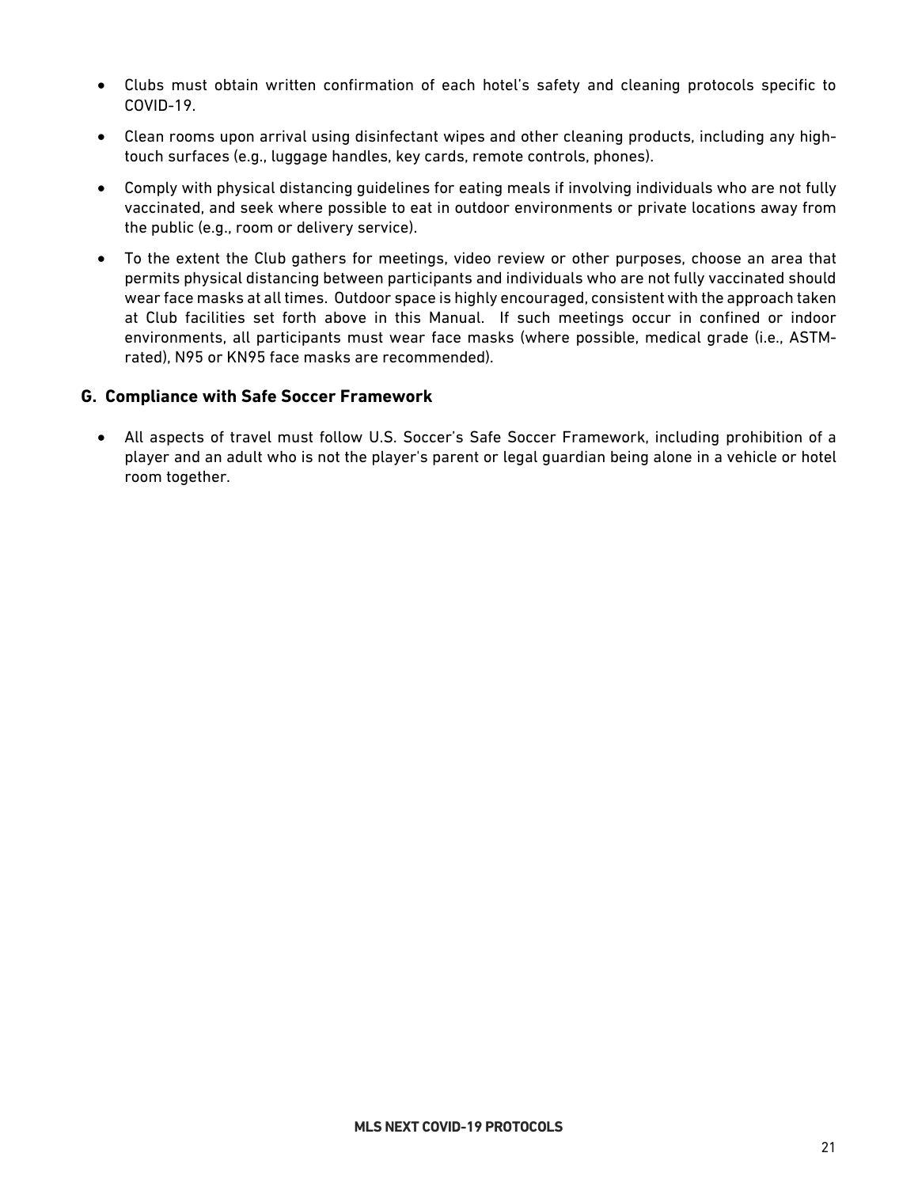- Clubs must obtain written confirmation of each hotel's safety and cleaning protocols specific to COVID-19.
- Clean rooms upon arrival using disinfectant wipes and other cleaning products, including any high-touch surfaces (e.g., luggage handles, key cards, remote controls, phones).
- Comply with physical distancing guidelines for eating meals if involving individuals who are not fully vaccinated, and seek where possible to eat in outdoor environments or private locations away from the public (e.g., room or delivery service).
- To the extent the Club gathers for meetings, video review or other purposes, choose an area that permits physical distancing between participants and individuals who are not fully vaccinated should wear face masks at all times. Outdoor space is highly encouraged, consistent with the approach taken at Club facilities set forth above in this Manual. If such meetings occur in confined or indoor environments, all participants must wear face masks (where possible, medical grade (i.e., ASTM-rated), N95 or KN95 face masks are recommended).

### G. Compliance with Safe Soccer Framework

- All aspects of travel must follow U.S. Soccer's Safe Soccer Framework, including prohibition of a player and an adult who is not the player's parent or legal guardian being alone in a vehicle or hotel room together.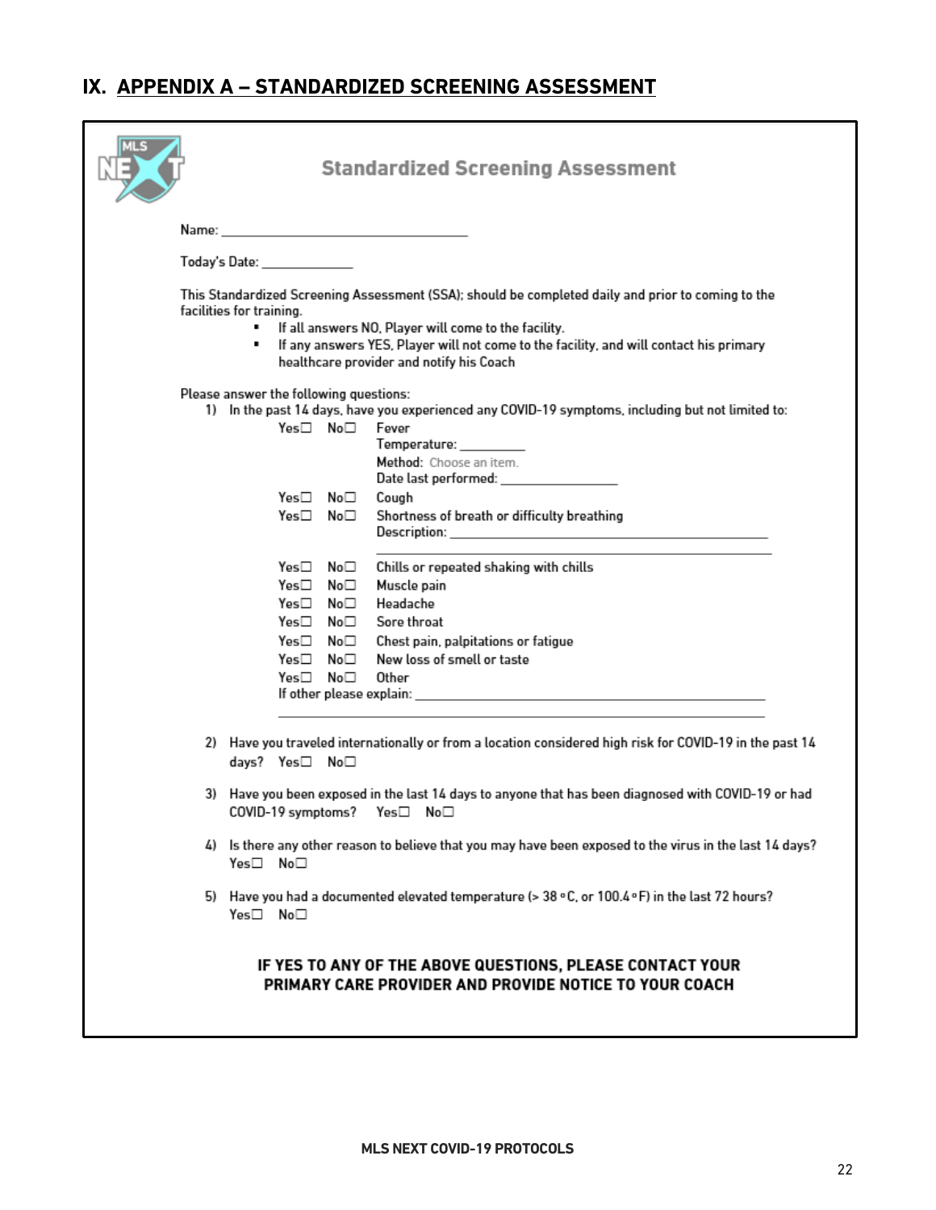## IX. APPENDIX A – STANDARDIZED SCREENING ASSESSMENT

### Standardized Screening Assessment

Name: ___________________________________

Today's Date: ______________

This Standardized Screening Assessment (SSA); should be completed daily and prior to coming to the facilities for training.

- If all answers NO, Player will come to the facility.
- If any answers YES, Player will not come to the facility, and will contact his primary healthcare provider and notify his Coach

Please answer the following questions:

1) In the past 14 days, have you experienced any COVID-19 symptoms, including but not limited to:

   Yes☐ No☐ Fever
   Temperature: __________
   Method: Choose an item.
   Date last performed: ________________

   Yes☐ No☐ Cough

   Yes☐ No☐ Shortness of breath or difficulty breathing
   Description: ________________________________________________
   ________________________________________________

   Yes☐ No☐ Chills or repeated shaking with chills

   Yes☐ No☐ Muscle pain

   Yes☐ No☐ Headache

   Yes☐ No☐ Sore throat

   Yes☐ No☐ Chest pain, palpitations or fatigue

   Yes☐ No☐ New loss of smell or taste

   Yes☐ No☐ Other
   If other please explain: ________________________________________________
   ________________________________________________

2) Have you traveled internationally or from a location considered high risk for COVID-19 in the past 14 days? Yes☐ No☐

3) Have you been exposed in the last 14 days to anyone that has been diagnosed with COVID-19 or had COVID-19 symptoms? Yes☐ No☐

4) Is there any other reason to believe that you may have been exposed to the virus in the last 14 days? Yes☐ No☐

5) Have you had a documented elevated temperature (> 38 °C, or 100.4 °F) in the last 72 hours? Yes☐ No☐

**IF YES TO ANY OF THE ABOVE QUESTIONS, PLEASE CONTACT YOUR PRIMARY CARE PROVIDER AND PROVIDE NOTICE TO YOUR COACH**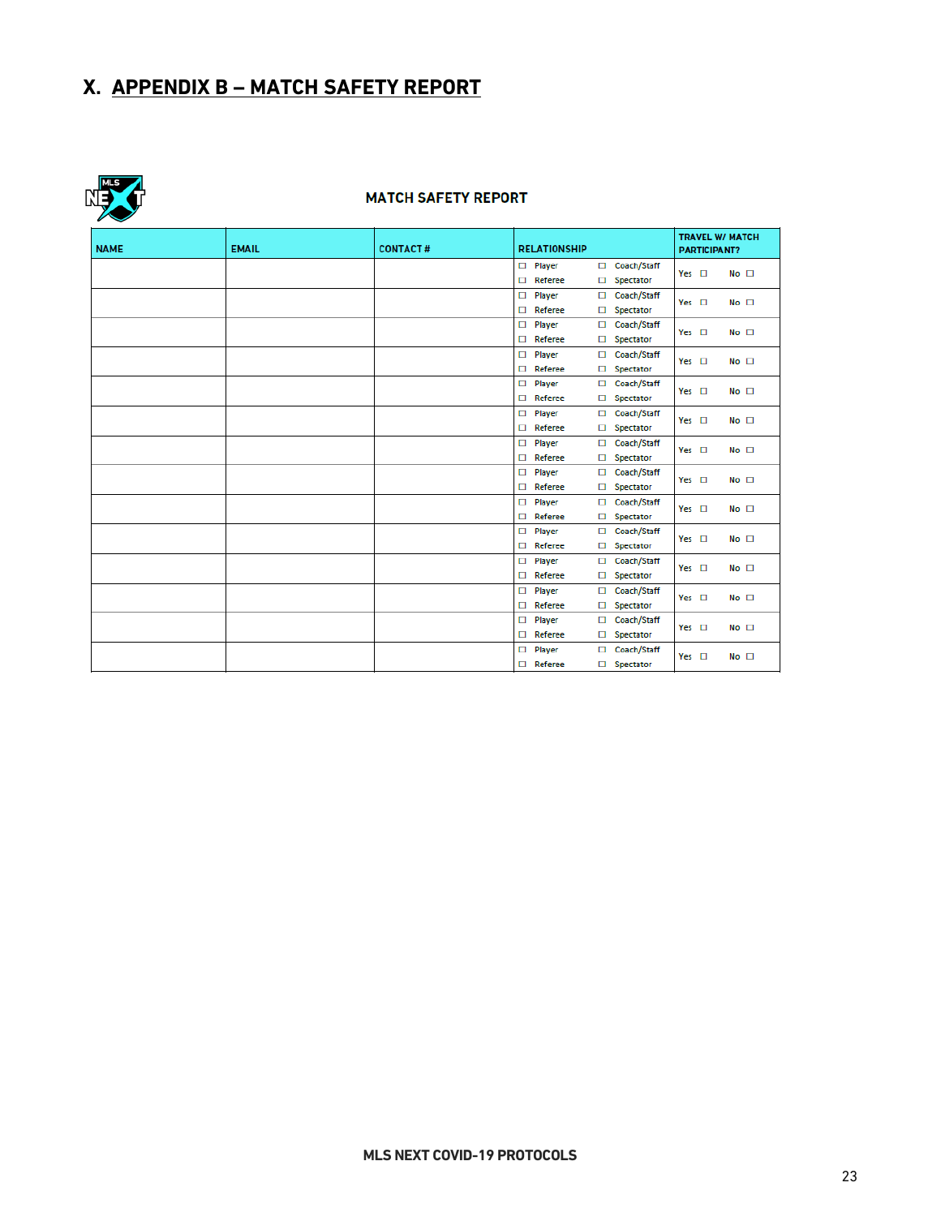# X. APPENDIX B – MATCH SAFETY REPORT

## MATCH SAFETY REPORT

| NAME | EMAIL | CONTACT # | RELATIONSHIP | TRAVEL W/ MATCH PARTICIPANT? |
|---|---|---|---|---|
| | | | ☐ Player ☐ Coach/Staff ☐ Referee ☐ Spectator | Yes ☐ No ☐ |
| | | | ☐ Player ☐ Coach/Staff ☐ Referee ☐ Spectator | Yes ☐ No ☐ |
| | | | ☐ Player ☐ Coach/Staff ☐ Referee ☐ Spectator | Yes ☐ No ☐ |
| | | | ☐ Player ☐ Coach/Staff ☐ Referee ☐ Spectator | Yes ☐ No ☐ |
| | | | ☐ Player ☐ Coach/Staff ☐ Referee ☐ Spectator | Yes ☐ No ☐ |
| | | | ☐ Player ☐ Coach/Staff ☐ Referee ☐ Spectator | Yes ☐ No ☐ |
| | | | ☐ Player ☐ Coach/Staff ☐ Referee ☐ Spectator | Yes ☐ No ☐ |
| | | | ☐ Player ☐ Coach/Staff ☐ Referee ☐ Spectator | Yes ☐ No ☐ |
| | | | ☐ Player ☐ Coach/Staff ☐ Referee ☐ Spectator | Yes ☐ No ☐ |
| | | | ☐ Player ☐ Coach/Staff ☐ Referee ☐ Spectator | Yes ☐ No ☐ |
| | | | ☐ Player ☐ Coach/Staff ☐ Referee ☐ Spectator | Yes ☐ No ☐ |
| | | | ☐ Player ☐ Coach/Staff ☐ Referee ☐ Spectator | Yes ☐ No ☐ |
| | | | ☐ Player ☐ Coach/Staff ☐ Referee ☐ Spectator | Yes ☐ No ☐ |
| | | | ☐ Player ☐ Coach/Staff ☐ Referee ☐ Spectator | Yes ☐ No ☐ |